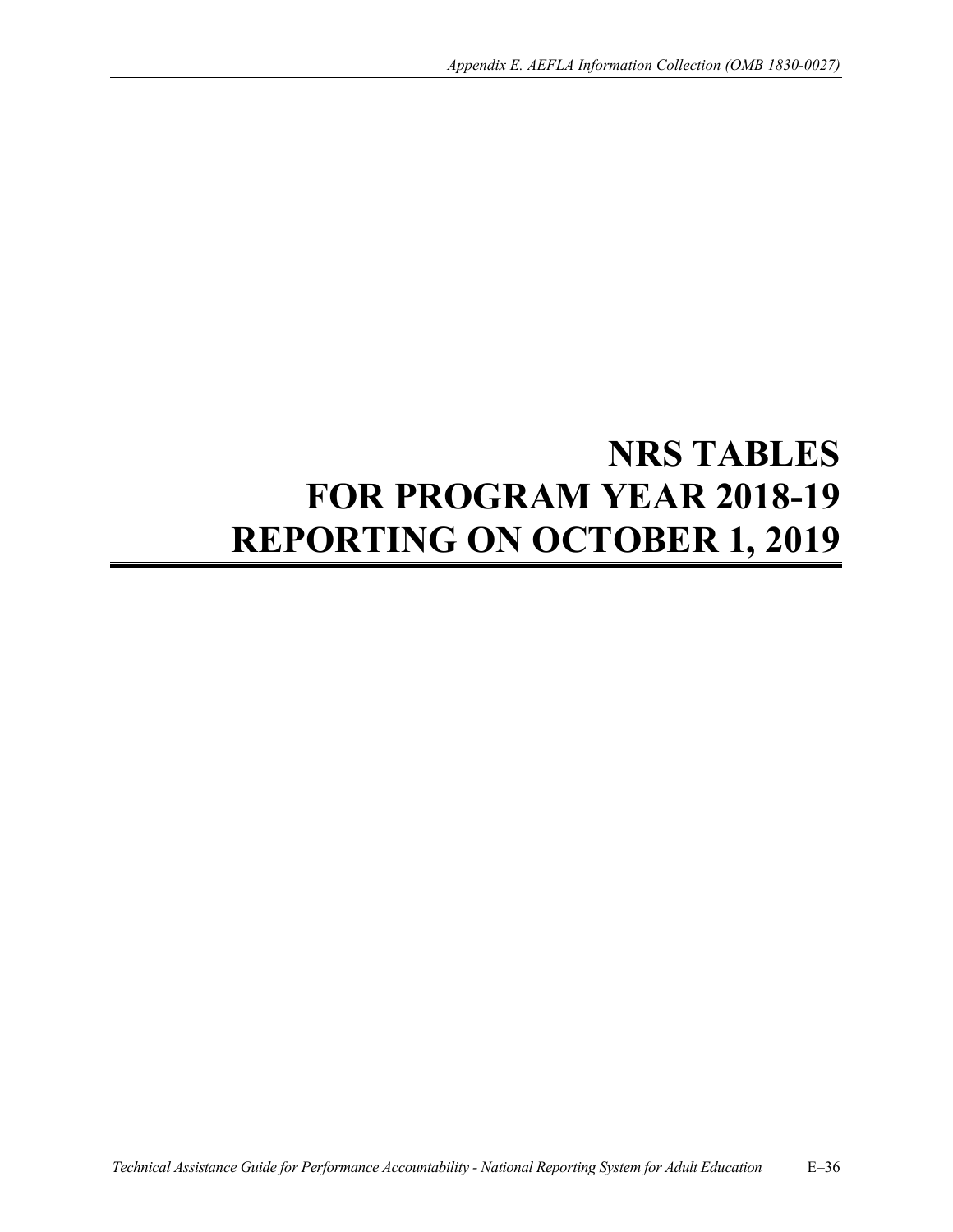# NRS TABLES
# FOR PROGRAM YEAR 2018-19
# REPORTING ON OCTOBER 1, 2019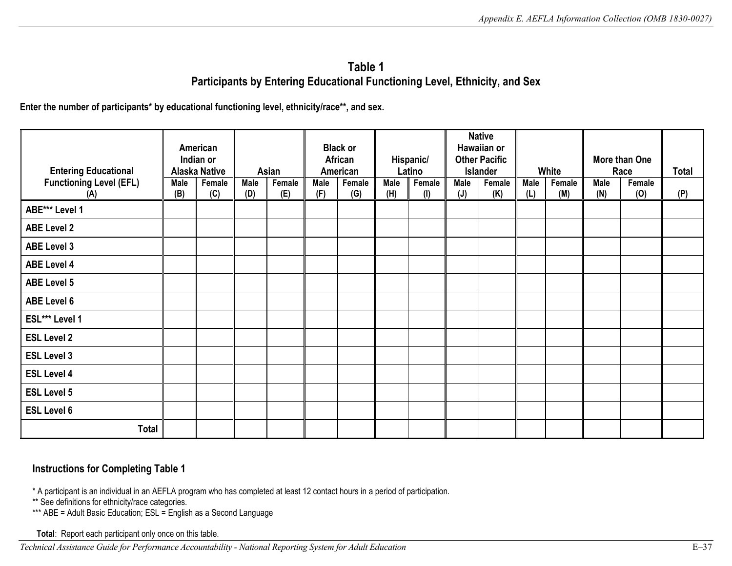## Table 1

## Participants by Entering Educational Functioning Level, Ethnicity, and Sex

**Enter the number of participants* by educational functioning level, ethnicity/race**, and sex.**

| Entering Educational Functioning Level (EFL) | American Indian or Alaska Native | | Asian | | Black or African American | | Hispanic/ Latino | | Native Hawaiian or Other Pacific Islander | | White | | More than One Race | | Total |
|---|---|---|---|---|---|---|---|---|---|---|---|---|---|---|---|
| (A) | Male (B) | Female (C) | Male (D) | Female (E) | Male (F) | Female (G) | Male (H) | Female (I) | Male (J) | Female (K) | Male (L) | Female (M) | Male (N) | Female (O) | (P) |
| ABE*** Level 1 | | | | | | | | | | | | | | | |
| ABE Level 2 | | | | | | | | | | | | | | | |
| ABE Level 3 | | | | | | | | | | | | | | | |
| ABE Level 4 | | | | | | | | | | | | | | | |
| ABE Level 5 | | | | | | | | | | | | | | | |
| ABE Level 6 | | | | | | | | | | | | | | | |
| ESL*** Level 1 | | | | | | | | | | | | | | | |
| ESL Level 2 | | | | | | | | | | | | | | | |
| ESL Level 3 | | | | | | | | | | | | | | | |
| ESL Level 4 | | | | | | | | | | | | | | | |
| ESL Level 5 | | | | | | | | | | | | | | | |
| ESL Level 6 | | | | | | | | | | | | | | | |
| **Total** | | | | | | | | | | | | | | | |

### Instructions for Completing Table 1

* A participant is an individual in an AEFLA program who has completed at least 12 contact hours in a period of participation.
** See definitions for ethnicity/race categories.
*** ABE = Adult Basic Education; ESL = English as a Second Language

**Total**: Report each participant only once on this table.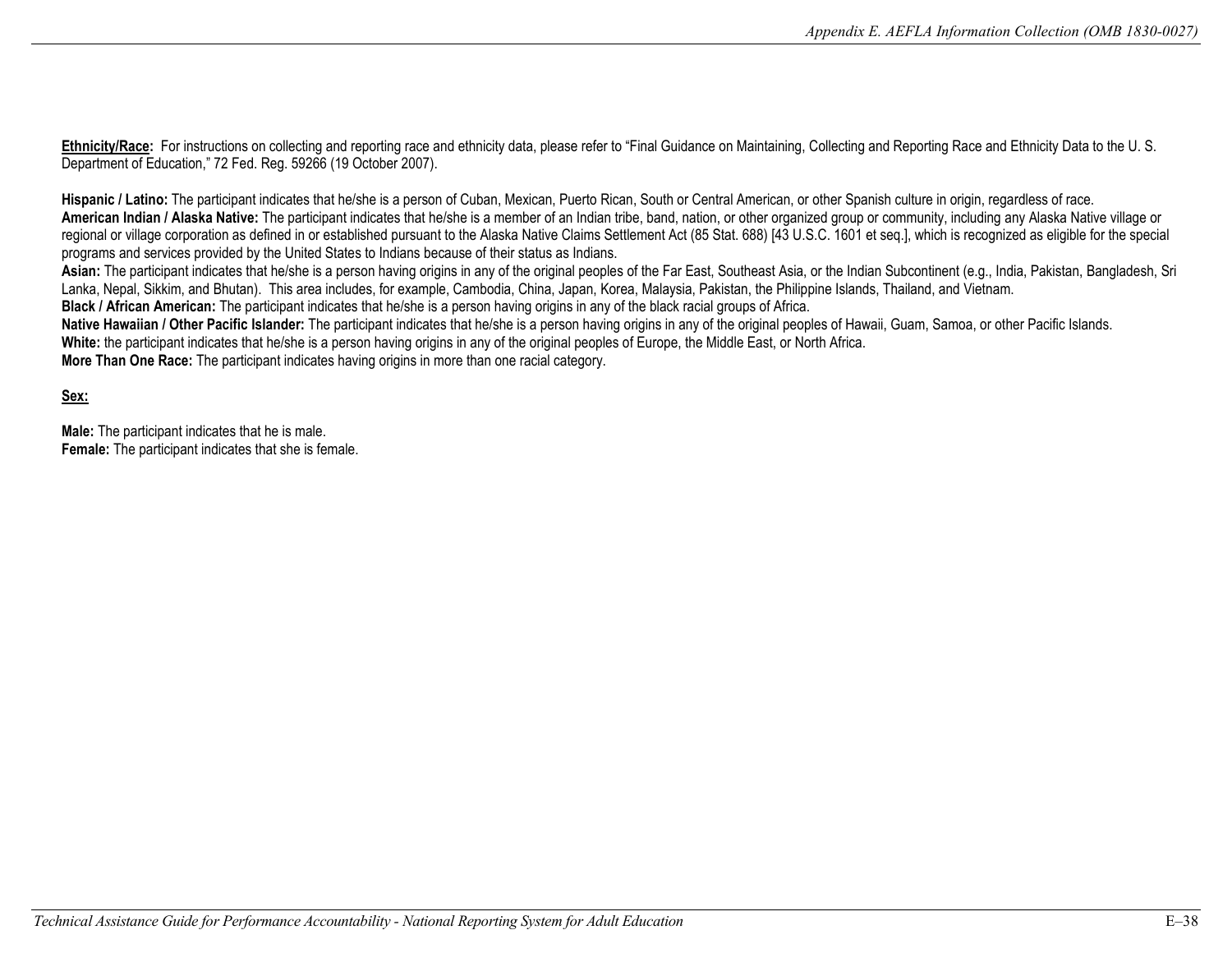**Ethnicity/Race:** For instructions on collecting and reporting race and ethnicity data, please refer to "Final Guidance on Maintaining, Collecting and Reporting Race and Ethnicity Data to the U. S. Department of Education," 72 Fed. Reg. 59266 (19 October 2007).

**Hispanic / Latino:** The participant indicates that he/she is a person of Cuban, Mexican, Puerto Rican, South or Central American, or other Spanish culture in origin, regardless of race.
**American Indian / Alaska Native:** The participant indicates that he/she is a member of an Indian tribe, band, nation, or other organized group or community, including any Alaska Native village or regional or village corporation as defined in or established pursuant to the Alaska Native Claims Settlement Act (85 Stat. 688) [43 U.S.C. 1601 et seq.], which is recognized as eligible for the special programs and services provided by the United States to Indians because of their status as Indians.
**Asian:** The participant indicates that he/she is a person having origins in any of the original peoples of the Far East, Southeast Asia, or the Indian Subcontinent (e.g., India, Pakistan, Bangladesh, Sri Lanka, Nepal, Sikkim, and Bhutan). This area includes, for example, Cambodia, China, Japan, Korea, Malaysia, Pakistan, the Philippine Islands, Thailand, and Vietnam.
**Black / African American:** The participant indicates that he/she is a person having origins in any of the black racial groups of Africa.
**Native Hawaiian / Other Pacific Islander:** The participant indicates that he/she is a person having origins in any of the original peoples of Hawaii, Guam, Samoa, or other Pacific Islands.
**White:** the participant indicates that he/she is a person having origins in any of the original peoples of Europe, the Middle East, or North Africa.
**More Than One Race:** The participant indicates having origins in more than one racial category.

**Sex:**

**Male:** The participant indicates that he is male.
**Female:** The participant indicates that she is female.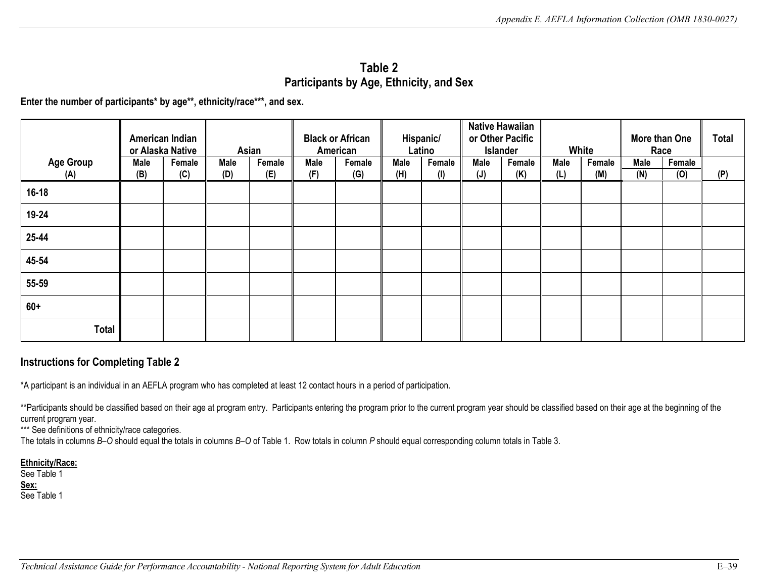## Table 2
## Participants by Age, Ethnicity, and Sex

**Enter the number of participants* by age**, ethnicity/race***, and sex.**

| Age Group | American Indian or Alaska Native | | Asian | | Black or African American | | Hispanic/ Latino | | Native Hawaiian or Other Pacific Islander | | White | | More than One Race | | Total |
|---|---|---|---|---|---|---|---|---|---|---|---|---|---|---|---|
| | Male | Female | Male | Female | Male | Female | Male | Female | Male | Female | Male | Female | Male | Female | |
| (A) | (B) | (C) | (D) | (E) | (F) | (G) | (H) | (I) | (J) | (K) | (L) | (M) | (N) | (O) | (P) |
| 16-18 | | | | | | | | | | | | | | | |
| 19-24 | | | | | | | | | | | | | | | |
| 25-44 | | | | | | | | | | | | | | | |
| 45-54 | | | | | | | | | | | | | | | |
| 55-59 | | | | | | | | | | | | | | | |
| 60+ | | | | | | | | | | | | | | | |
| Total | | | | | | | | | | | | | | | |

### Instructions for Completing Table 2

*A participant is an individual in an AEFLA program who has completed at least 12 contact hours in a period of participation.

**Participants should be classified based on their age at program entry. Participants entering the program prior to the current program year should be classified based on their age at the beginning of the current program year.

*** See definitions of ethnicity/race categories.

The totals in columns *B–O* should equal the totals in columns *B–O* of Table 1. Row totals in column *P* should equal corresponding column totals in Table 3.

**Ethnicity/Race:**
See Table 1

**Sex:**
See Table 1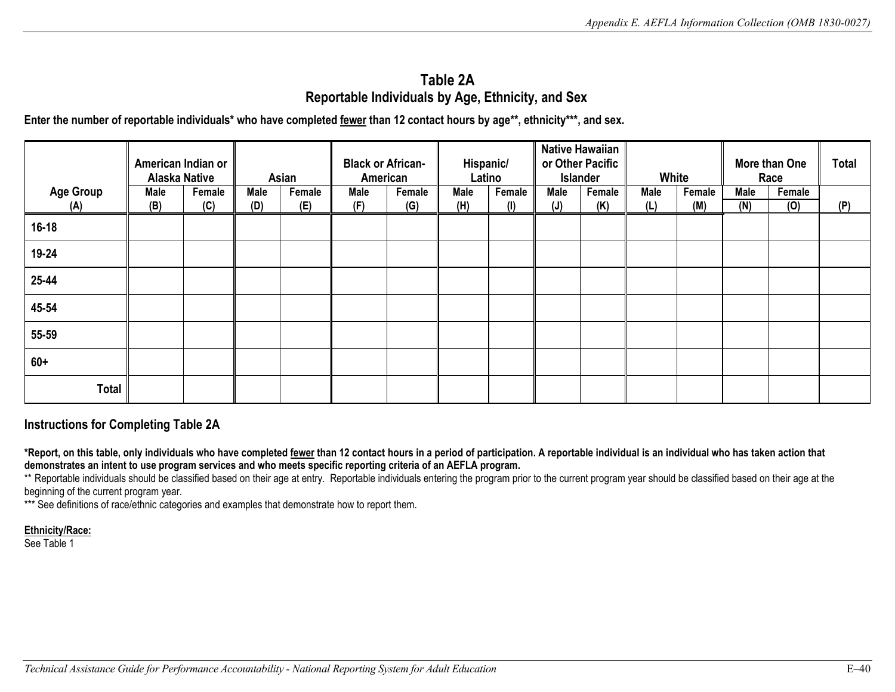# Table 2A
## Reportable Individuals by Age, Ethnicity, and Sex

**Enter the number of reportable individuals* who have completed fewer than 12 contact hours by age**, ethnicity***, and sex.**

| | American Indian or Alaska Native | | Asian | | Black or African-American | | Hispanic/ Latino | | Native Hawaiian or Other Pacific Islander | | White | | More than One Race | | Total |
|---|---|---|---|---|---|---|---|---|---|---|---|---|---|---|---|
| **Age Group (A)** | **Male (B)** | **Female (C)** | **Male (D)** | **Female (E)** | **Male (F)** | **Female (G)** | **Male (H)** | **Female (I)** | **Male (J)** | **Female (K)** | **Male (L)** | **Female (M)** | **Male (N)** | **Female (O)** | **(P)** |
| 16-18 | | | | | | | | | | | | | | | |
| 19-24 | | | | | | | | | | | | | | | |
| 25-44 | | | | | | | | | | | | | | | |
| 45-54 | | | | | | | | | | | | | | | |
| 55-59 | | | | | | | | | | | | | | | |
| 60+ | | | | | | | | | | | | | | | |
| Total | | | | | | | | | | | | | | | |

### Instructions for Completing Table 2A

**\*Report, on this table, only individuals who have completed fewer than 12 contact hours in a period of participation. A reportable individual is an individual who has taken action that demonstrates an intent to use program services and who meets specific reporting criteria of an AEFLA program.**

** Reportable individuals should be classified based on their age at entry. Reportable individuals entering the program prior to the current program year should be classified based on their age at the beginning of the current program year.

*** See definitions of race/ethnic categories and examples that demonstrate how to report them.

**Ethnicity/Race:**

See Table 1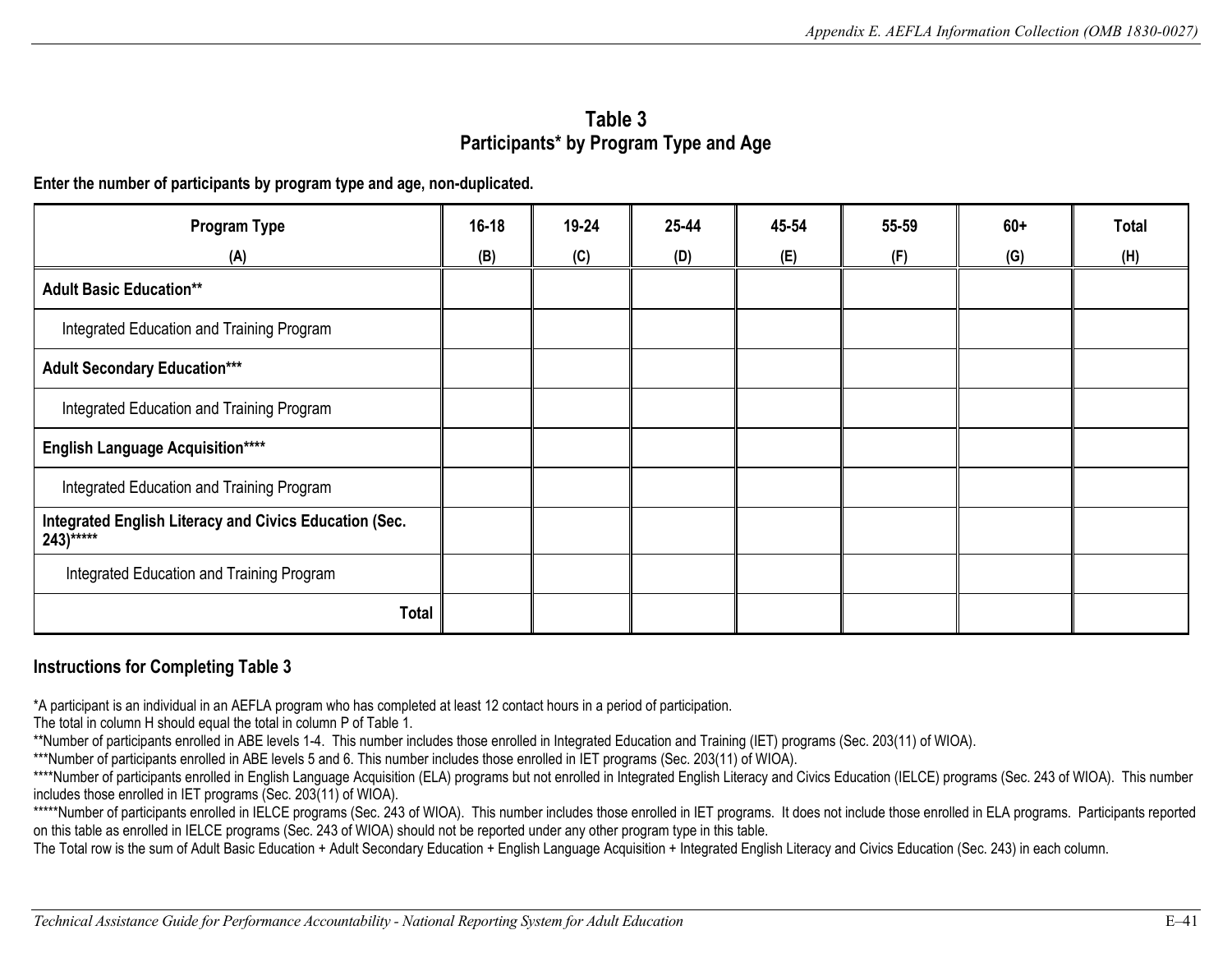## Table 3
## Participants* by Program Type and Age

**Enter the number of participants by program type and age, non-duplicated.**

| Program Type (A) | 16-18 (B) | 19-24 (C) | 25-44 (D) | 45-54 (E) | 55-59 (F) | 60+ (G) | Total (H) |
|---|---|---|---|---|---|---|---|
| **Adult Basic Education**** | | | | | | | |
| Integrated Education and Training Program | | | | | | | |
| **Adult Secondary Education***** | | | | | | | |
| Integrated Education and Training Program | | | | | | | |
| **English Language Acquisition****** | | | | | | | |
| Integrated Education and Training Program | | | | | | | |
| **Integrated English Literacy and Civics Education (Sec. 243)******* | | | | | | | |
| Integrated Education and Training Program | | | | | | | |
| **Total** | | | | | | | |

### Instructions for Completing Table 3

*A participant is an individual in an AEFLA program who has completed at least 12 contact hours in a period of participation.
The total in column H should equal the total in column P of Table 1.
**Number of participants enrolled in ABE levels 1-4. This number includes those enrolled in Integrated Education and Training (IET) programs (Sec. 203(11) of WIOA).
***Number of participants enrolled in ABE levels 5 and 6. This number includes those enrolled in IET programs (Sec. 203(11) of WIOA).
****Number of participants enrolled in English Language Acquisition (ELA) programs but not enrolled in Integrated English Literacy and Civics Education (IELCE) programs (Sec. 243 of WIOA). This number includes those enrolled in IET programs (Sec. 203(11) of WIOA).
*****Number of participants enrolled in IELCE programs (Sec. 243 of WIOA). This number includes those enrolled in IET programs. It does not include those enrolled in ELA programs. Participants reported on this table as enrolled in IELCE programs (Sec. 243 of WIOA) should not be reported under any other program type in this table.
The Total row is the sum of Adult Basic Education + Adult Secondary Education + English Language Acquisition + Integrated English Literacy and Civics Education (Sec. 243) in each column.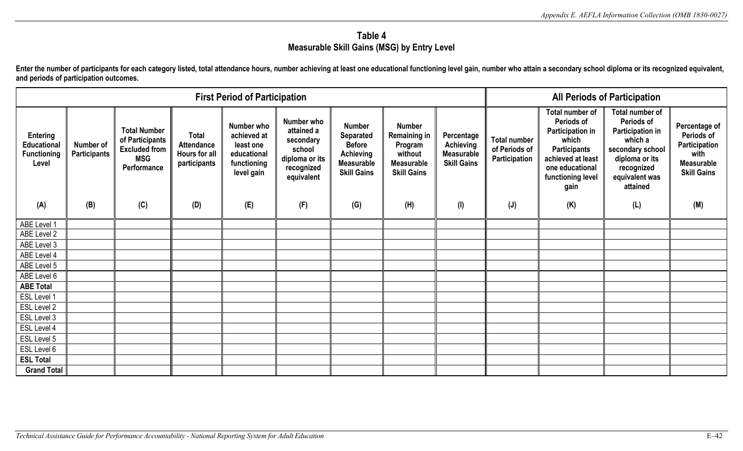## Table 4
### Measurable Skill Gains (MSG) by Entry Level

**Enter the number of participants for each category listed, total attendance hours, number achieving at least one educational functioning level gain, number who attain a secondary school diploma or its recognized equivalent, and periods of participation outcomes.**

| First Period of Participation | | | | | | | | | All Periods of Participation | | | |
|---|---|---|---|---|---|---|---|---|---|---|---|---|
| Entering Educational Functioning Level | Number of Participants | Total Number of Participants Excluded from MSG Performance | Total Attendance Hours for all participants | Number who achieved at least one educational functioning level gain | Number who attained a secondary school diploma or its recognized equivalent | Number Separated Before Achieving Measurable Skill Gains | Number Remaining in Program without Measurable Skill Gains | Percentage Achieving Measurable Skill Gains | Total number of Periods of Participation | Total number of Periods of Participation in which Participants achieved at least one educational functioning level gain | Total number of Periods of Participation in which a secondary school diploma or its recognized equivalent was attained | Percentage of Periods of Participation with Measurable Skill Gains |
| (A) | (B) | (C) | (D) | (E) | (F) | (G) | (H) | (I) | (J) | (K) | (L) | (M) |
| ABE Level 1 | | | | | | | | | | | | |
| ABE Level 2 | | | | | | | | | | | | |
| ABE Level 3 | | | | | | | | | | | | |
| ABE Level 4 | | | | | | | | | | | | |
| ABE Level 5 | | | | | | | | | | | | |
| ABE Level 6 | | | | | | | | | | | | |
| **ABE Total** | | | | | | | | | | | | |
| ESL Level 1 | | | | | | | | | | | | |
| ESL Level 2 | | | | | | | | | | | | |
| ESL Level 3 | | | | | | | | | | | | |
| ESL Level 4 | | | | | | | | | | | | |
| ESL Level 5 | | | | | | | | | | | | |
| ESL Level 6 | | | | | | | | | | | | |
| **ESL Total** | | | | | | | | | | | | |
| **Grand Total** | | | | | | | | | | | | |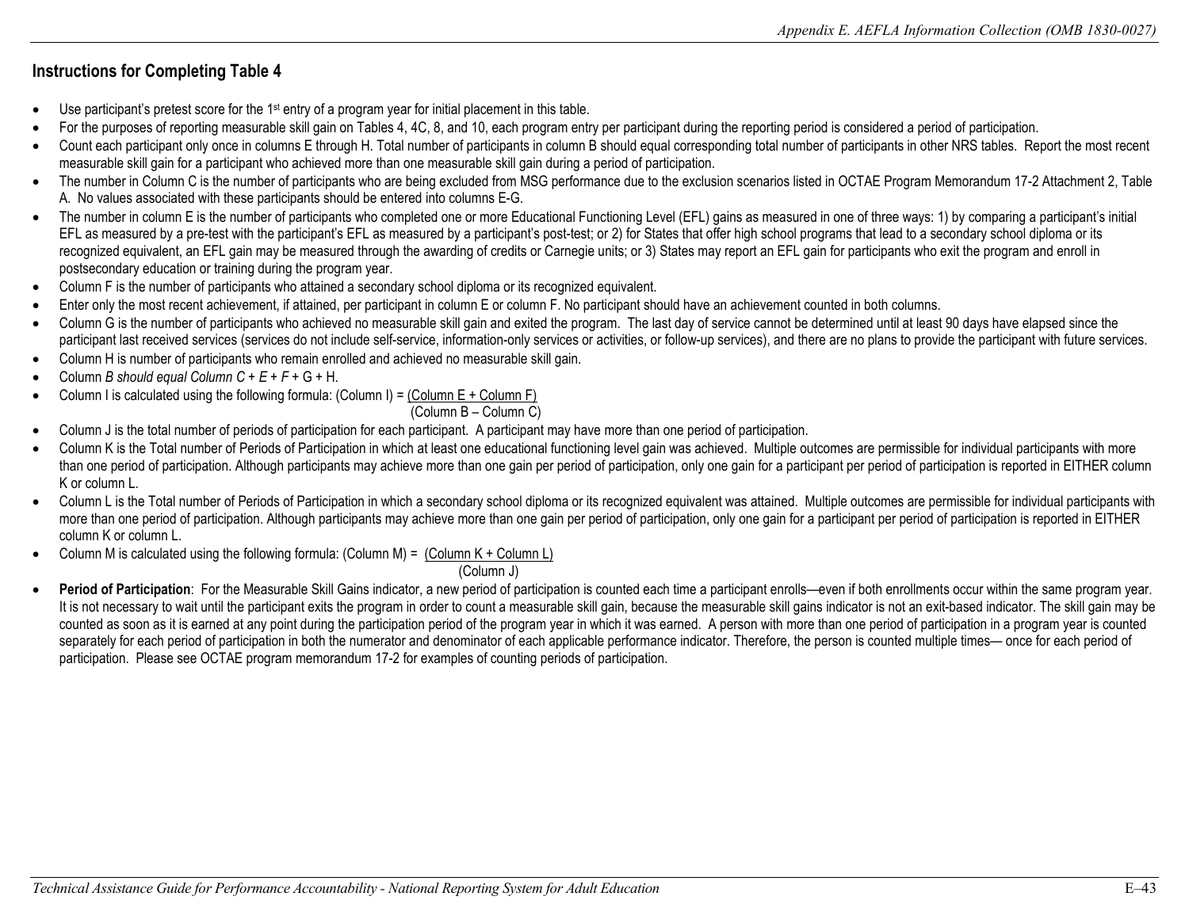## Instructions for Completing Table 4

- Use participant's pretest score for the 1st entry of a program year for initial placement in this table.
- For the purposes of reporting measurable skill gain on Tables 4, 4C, 8, and 10, each program entry per participant during the reporting period is considered a period of participation.
- Count each participant only once in columns E through H. Total number of participants in column B should equal corresponding total number of participants in other NRS tables. Report the most recent measurable skill gain for a participant who achieved more than one measurable skill gain during a period of participation.
- The number in Column C is the number of participants who are being excluded from MSG performance due to the exclusion scenarios listed in OCTAE Program Memorandum 17-2 Attachment 2, Table A. No values associated with these participants should be entered into columns E-G.
- The number in column E is the number of participants who completed one or more Educational Functioning Level (EFL) gains as measured in one of three ways: 1) by comparing a participant's initial EFL as measured by a pre-test with the participant's EFL as measured by a participant's post-test; or 2) for States that offer high school programs that lead to a secondary school diploma or its recognized equivalent, an EFL gain may be measured through the awarding of credits or Carnegie units; or 3) States may report an EFL gain for participants who exit the program and enroll in postsecondary education or training during the program year.
- Column F is the number of participants who attained a secondary school diploma or its recognized equivalent.
- Enter only the most recent achievement, if attained, per participant in column E or column F. No participant should have an achievement counted in both columns.
- Column G is the number of participants who achieved no measurable skill gain and exited the program. The last day of service cannot be determined until at least 90 days have elapsed since the participant last received services (services do not include self-service, information-only services or activities, or follow-up services), and there are no plans to provide the participant with future services.
- Column H is number of participants who remain enrolled and achieved no measurable skill gain.
- Column *B should equal Column C + E + F* + G + H.
- Column I is calculated using the following formula: $(\text{Column I}) = \dfrac{(\text{Column E} + \text{Column F})}{(\text{Column B} - \text{Column C})}$
- Column J is the total number of periods of participation for each participant. A participant may have more than one period of participation.
- Column K is the Total number of Periods of Participation in which at least one educational functioning level gain was achieved. Multiple outcomes are permissible for individual participants with more than one period of participation. Although participants may achieve more than one gain per period of participation, only one gain for a participant per period of participation is reported in EITHER column K or column L.
- Column L is the Total number of Periods of Participation in which a secondary school diploma or its recognized equivalent was attained. Multiple outcomes are permissible for individual participants with more than one period of participation. Although participants may achieve more than one gain per period of participation, only one gain for a participant per period of participation is reported in EITHER column K or column L.
- Column M is calculated using the following formula: $(\text{Column M}) = \dfrac{(\text{Column K} + \text{Column L})}{(\text{Column J})}$
- **Period of Participation**: For the Measurable Skill Gains indicator, a new period of participation is counted each time a participant enrolls—even if both enrollments occur within the same program year. It is not necessary to wait until the participant exits the program in order to count a measurable skill gain, because the measurable skill gains indicator is not an exit-based indicator. The skill gain may be counted as soon as it is earned at any point during the participation period of the program year in which it was earned. A person with more than one period of participation in a program year is counted separately for each period of participation in both the numerator and denominator of each applicable performance indicator. Therefore, the person is counted multiple times— once for each period of participation. Please see OCTAE program memorandum 17-2 for examples of counting periods of participation.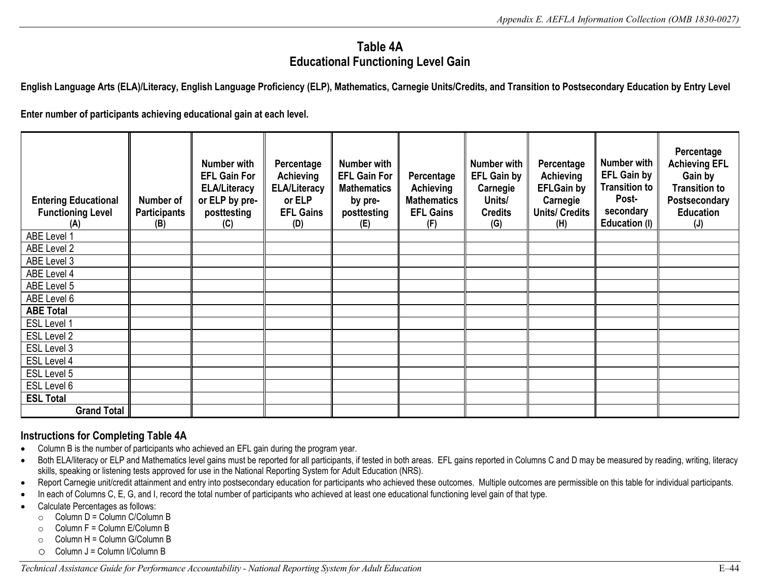# Table 4A
## Educational Functioning Level Gain

**English Language Arts (ELA)/Literacy, English Language Proficiency (ELP), Mathematics, Carnegie Units/Credits, and Transition to Postsecondary Education by Entry Level**

**Enter number of participants achieving educational gain at each level.**

| Entering Educational Functioning Level (A) | Number of Participants (B) | Number with EFL Gain For ELA/Literacy or ELP by pre-posttesting (C) | Percentage Achieving ELA/Literacy or ELP EFL Gains (D) | Number with EFL Gain For Mathematics by pre-posttesting (E) | Percentage Achieving Mathematics EFL Gains (F) | Number with EFL Gain by Carnegie Units/ Credits (G) | Percentage Achieving EFLGain by Carnegie Units/ Credits (H) | Number with EFL Gain by Transition to Post-secondary Education (I) | Percentage Achieving EFL Gain by Transition to Postsecondary Education (J) |
|---|---|---|---|---|---|---|---|---|---|
| ABE Level 1 | | | | | | | | | |
| ABE Level 2 | | | | | | | | | |
| ABE Level 3 | | | | | | | | | |
| ABE Level 4 | | | | | | | | | |
| ABE Level 5 | | | | | | | | | |
| ABE Level 6 | | | | | | | | | |
| **ABE Total** | | | | | | | | | |
| ESL Level 1 | | | | | | | | | |
| ESL Level 2 | | | | | | | | | |
| ESL Level 3 | | | | | | | | | |
| ESL Level 4 | | | | | | | | | |
| ESL Level 5 | | | | | | | | | |
| ESL Level 6 | | | | | | | | | |
| **ESL Total** | | | | | | | | | |
| **Grand Total** | | | | | | | | | |

### Instructions for Completing Table 4A

- Column B is the number of participants who achieved an EFL gain during the program year.
- Both ELA/literacy or ELP and Mathematics level gains must be reported for all participants, if tested in both areas. EFL gains reported in Columns C and D may be measured by reading, writing, literacy skills, speaking or listening tests approved for use in the National Reporting System for Adult Education (NRS).
- Report Carnegie unit/credit attainment and entry into postsecondary education for participants who achieved these outcomes. Multiple outcomes are permissible on this table for individual participants.
- In each of Columns C, E, G, and I, record the total number of participants who achieved at least one educational functioning level gain of that type.
- Calculate Percentages as follows:
  - Column D = Column C/Column B
  - Column F = Column E/Column B
  - Column H = Column G/Column B
  - Column J = Column I/Column B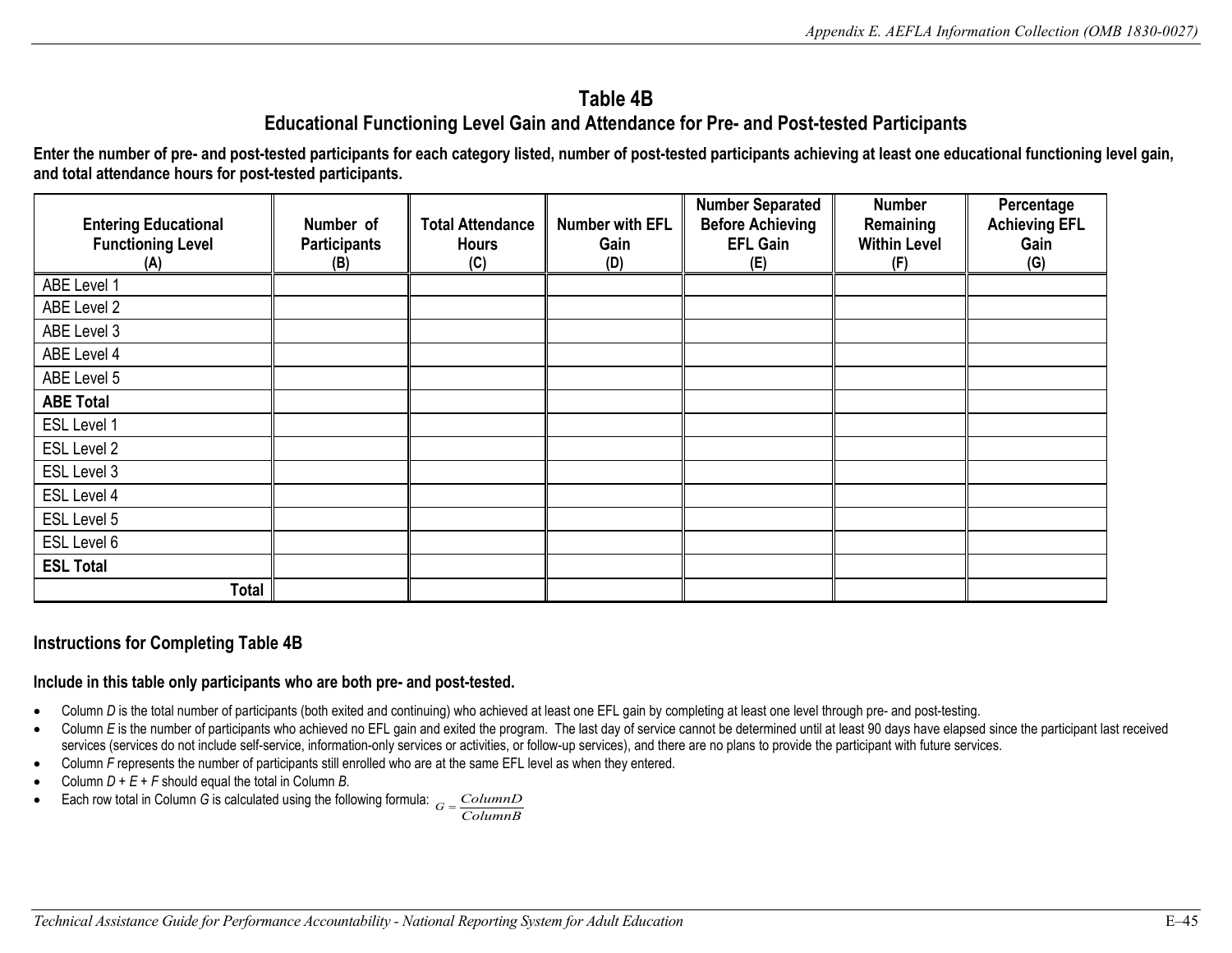## Table 4B

### Educational Functioning Level Gain and Attendance for Pre- and Post-tested Participants

**Enter the number of pre- and post-tested participants for each category listed, number of post-tested participants achieving at least one educational functioning level gain, and total attendance hours for post-tested participants.**

| Entering Educational Functioning Level (A) | Number of Participants (B) | Total Attendance Hours (C) | Number with EFL Gain (D) | Number Separated Before Achieving EFL Gain (E) | Number Remaining Within Level (F) | Percentage Achieving EFL Gain (G) |
|---|---|---|---|---|---|---|
| ABE Level 1 | | | | | | |
| ABE Level 2 | | | | | | |
| ABE Level 3 | | | | | | |
| ABE Level 4 | | | | | | |
| ABE Level 5 | | | | | | |
| **ABE Total** | | | | | | |
| ESL Level 1 | | | | | | |
| ESL Level 2 | | | | | | |
| ESL Level 3 | | | | | | |
| ESL Level 4 | | | | | | |
| ESL Level 5 | | | | | | |
| ESL Level 6 | | | | | | |
| **ESL Total** | | | | | | |
| **Total** | | | | | | |

### Instructions for Completing Table 4B

**Include in this table only participants who are both pre- and post-tested.**

- Column *D* is the total number of participants (both exited and continuing) who achieved at least one EFL gain by completing at least one level through pre- and post-testing.
- Column *E* is the number of participants who achieved no EFL gain and exited the program. The last day of service cannot be determined until at least 90 days have elapsed since the participant last received services (services do not include self-service, information-only services or activities, or follow-up services), and there are no plans to provide the participant with future services.
- Column *F* represents the number of participants still enrolled who are at the same EFL level as when they entered.
- Column *D* + *E* + *F* should equal the total in Column *B*.
- Each row total in Column *G* is calculated using the following formula: $G = \frac{Column D}{Column B}$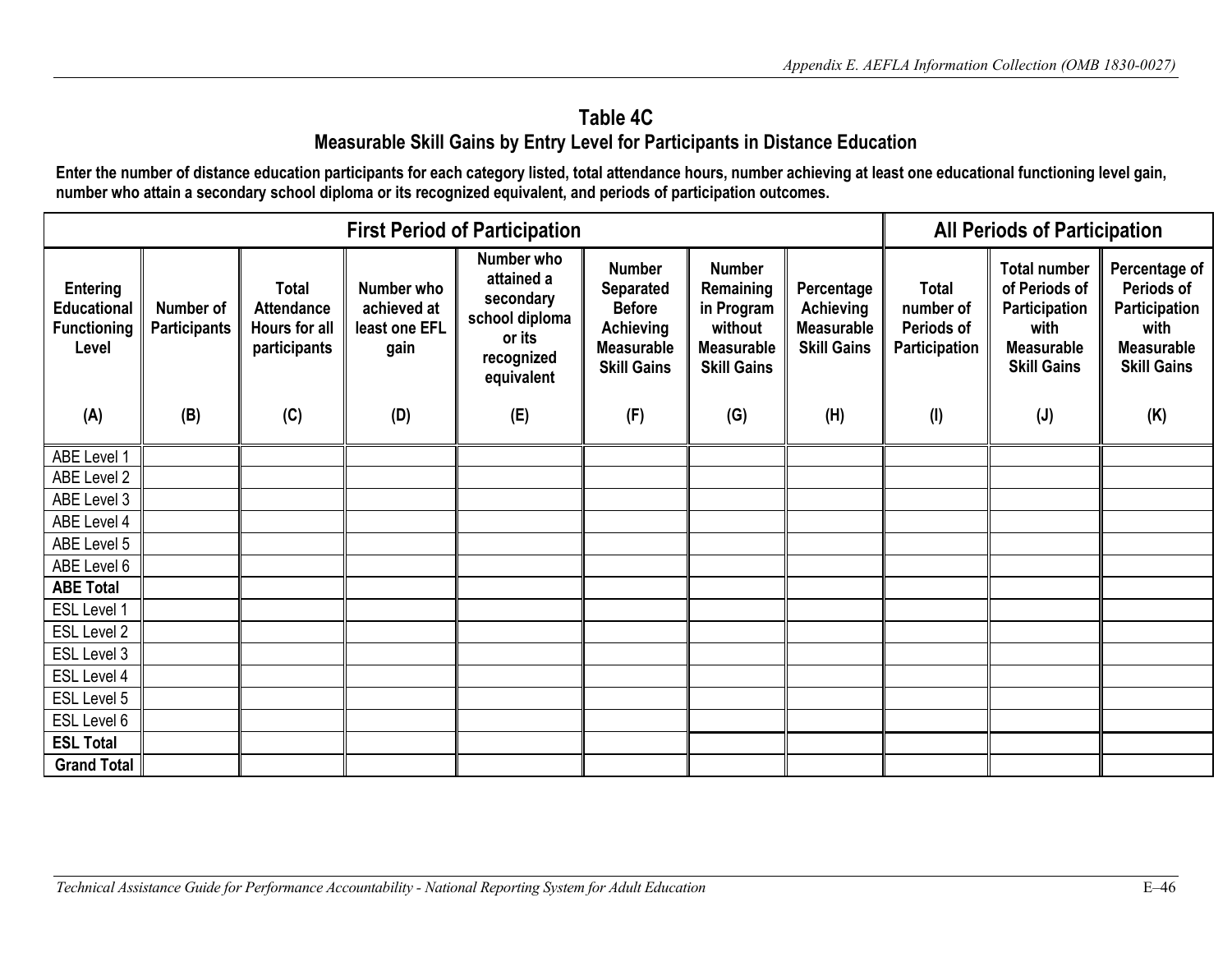## Table 4C

### Measurable Skill Gains by Entry Level for Participants in Distance Education

**Enter the number of distance education participants for each category listed, total attendance hours, number achieving at least one educational functioning level gain, number who attain a secondary school diploma or its recognized equivalent, and periods of participation outcomes.**

| First Period of Participation | | | | | | | | All Periods of Participation | | |
|---|---|---|---|---|---|---|---|---|---|---|
| Entering Educational Functioning Level (A) | Number of Participants (B) | Total Attendance Hours for all participants (C) | Number who achieved at least one EFL gain (D) | Number who attained a secondary school diploma or its recognized equivalent (E) | Number Separated Before Achieving Measurable Skill Gains (F) | Number Remaining in Program without Measurable Skill Gains (G) | Percentage Achieving Measurable Skill Gains (H) | Total number of Periods of Participation (I) | Total number of Periods of Participation with Measurable Skill Gains (J) | Percentage of Periods of Participation with Measurable Skill Gains (K) |
| ABE Level 1 | | | | | | | | | | |
| ABE Level 2 | | | | | | | | | | |
| ABE Level 3 | | | | | | | | | | |
| ABE Level 4 | | | | | | | | | | |
| ABE Level 5 | | | | | | | | | | |
| ABE Level 6 | | | | | | | | | | |
| **ABE Total** | | | | | | | | | | |
| ESL Level 1 | | | | | | | | | | |
| ESL Level 2 | | | | | | | | | | |
| ESL Level 3 | | | | | | | | | | |
| ESL Level 4 | | | | | | | | | | |
| ESL Level 5 | | | | | | | | | | |
| ESL Level 6 | | | | | | | | | | |
| **ESL Total** | | | | | | | | | | |
| **Grand Total** | | | | | | | | | | |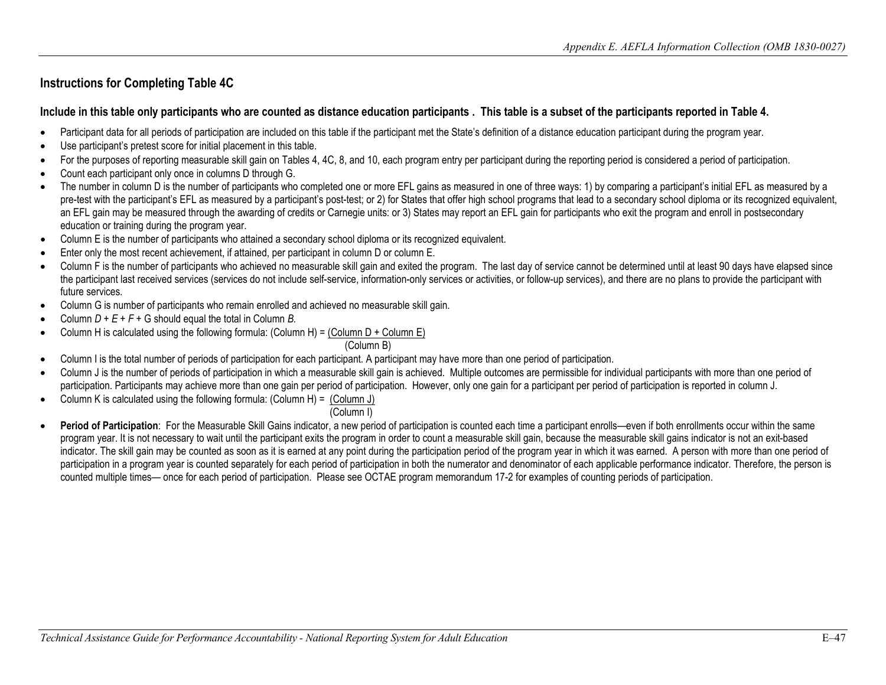## Instructions for Completing Table 4C

**Include in this table only participants who are counted as distance education participants . This table is a subset of the participants reported in Table 4.**

- Participant data for all periods of participation are included on this table if the participant met the State's definition of a distance education participant during the program year.
- Use participant's pretest score for initial placement in this table.
- For the purposes of reporting measurable skill gain on Tables 4, 4C, 8, and 10, each program entry per participant during the reporting period is considered a period of participation.
- Count each participant only once in columns D through G.
- The number in column D is the number of participants who completed one or more EFL gains as measured in one of three ways: 1) by comparing a participant's initial EFL as measured by a pre-test with the participant's EFL as measured by a participant's post-test; or 2) for States that offer high school programs that lead to a secondary school diploma or its recognized equivalent, an EFL gain may be measured through the awarding of credits or Carnegie units: or 3) States may report an EFL gain for participants who exit the program and enroll in postsecondary education or training during the program year.
- Column E is the number of participants who attained a secondary school diploma or its recognized equivalent.
- Enter only the most recent achievement, if attained, per participant in column D or column E.
- Column F is the number of participants who achieved no measurable skill gain and exited the program. The last day of service cannot be determined until at least 90 days have elapsed since the participant last received services (services do not include self-service, information-only services or activities, or follow-up services), and there are no plans to provide the participant with future services.
- Column G is number of participants who remain enrolled and achieved no measurable skill gain.
- Column *D* + *E* + *F* + G should equal the total in Column *B.*
- Column H is calculated using the following formula: $(\text{Column H}) = \frac{(\text{Column D} + \text{Column E})}{(\text{Column B})}$
- Column I is the total number of periods of participation for each participant. A participant may have more than one period of participation.
- Column J is the number of periods of participation in which a measurable skill gain is achieved. Multiple outcomes are permissible for individual participants with more than one period of participation. Participants may achieve more than one gain per period of participation. However, only one gain for a participant per period of participation is reported in column J.
- Column K is calculated using the following formula: $(\text{Column H}) = \frac{(\text{Column J})}{(\text{Column I})}$
- **Period of Participation**: For the Measurable Skill Gains indicator, a new period of participation is counted each time a participant enrolls—even if both enrollments occur within the same program year. It is not necessary to wait until the participant exits the program in order to count a measurable skill gain, because the measurable skill gains indicator is not an exit-based indicator. The skill gain may be counted as soon as it is earned at any point during the participation period of the program year in which it was earned. A person with more than one period of participation in a program year is counted separately for each period of participation in both the numerator and denominator of each applicable performance indicator. Therefore, the person is counted multiple times— once for each period of participation. Please see OCTAE program memorandum 17-2 for examples of counting periods of participation.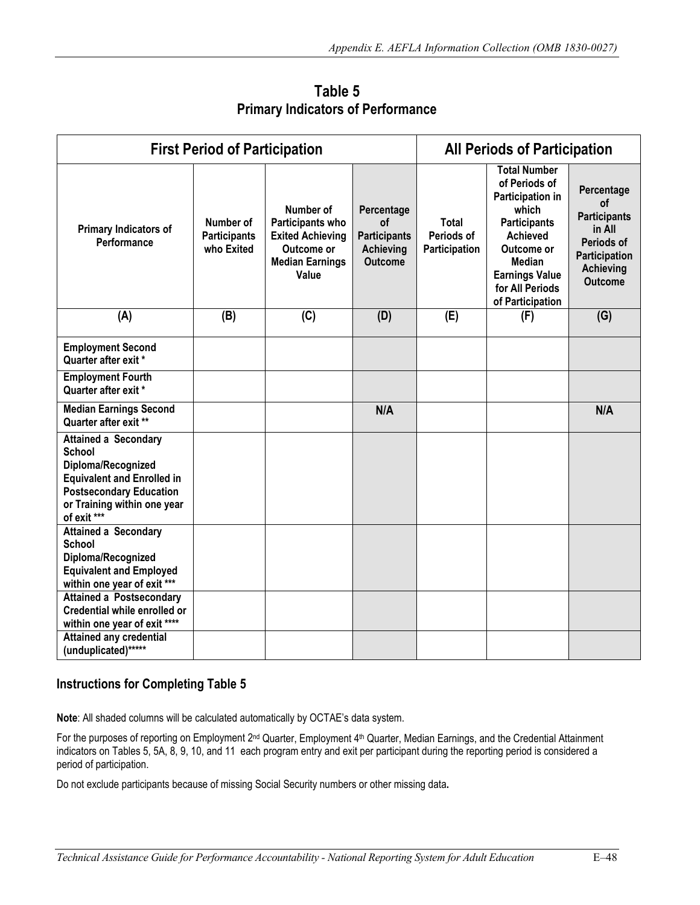# Table 5
## Primary Indicators of Performance

| First Period of Participation | | | | All Periods of Participation | | |
|---|---|---|---|---|---|---|
| **Primary Indicators of Performance** | **Number of Participants who Exited** | **Number of Participants who Exited Achieving Outcome or Median Earnings Value** | **Percentage of Participants Achieving Outcome** | **Total Periods of Participation** | **Total Number of Periods of Participation in which Participants Achieved Outcome or Median Earnings Value for All Periods of Participation** | **Percentage of Participants in All Periods of Participation Achieving Outcome** |
| **(A)** | **(B)** | **(C)** | **(D)** | **(E)** | **(F)** | **(G)** |
| **Employment Second Quarter after exit *** | | | | | | |
| **Employment Fourth Quarter after exit *** | | | | | | |
| **Median Earnings Second Quarter after exit **** | | | **N/A** | | | **N/A** |
| **Attained a Secondary School Diploma/Recognized Equivalent and Enrolled in Postsecondary Education or Training within one year of exit ***** | | | | | | |
| **Attained a Secondary School Diploma/Recognized Equivalent and Employed within one year of exit ***** | | | | | | |
| **Attained a Postsecondary Credential while enrolled or within one year of exit ******* | | | | | | |
| **Attained any credential (unduplicated)********* | | | | | | |

## Instructions for Completing Table 5

**Note**: All shaded columns will be calculated automatically by OCTAE's data system.

For the purposes of reporting on Employment 2nd Quarter, Employment 4th Quarter, Median Earnings, and the Credential Attainment indicators on Tables 5, 5A, 8, 9, 10, and 11 each program entry and exit per participant during the reporting period is considered a period of participation.

Do not exclude participants because of missing Social Security numbers or other missing data**.**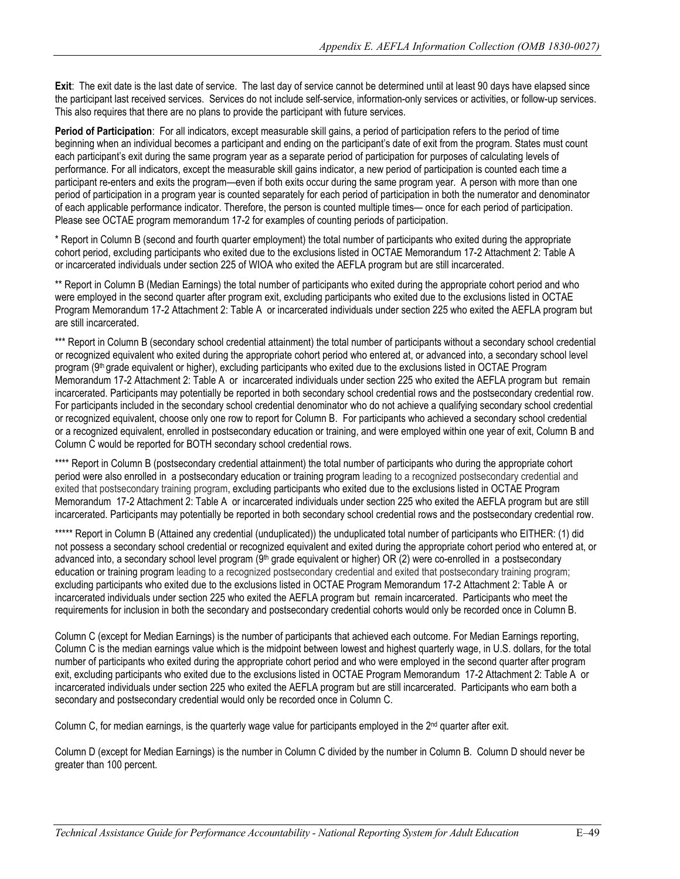**Exit**: The exit date is the last date of service. The last day of service cannot be determined until at least 90 days have elapsed since the participant last received services. Services do not include self-service, information-only services or activities, or follow-up services. This also requires that there are no plans to provide the participant with future services.

**Period of Participation**: For all indicators, except measurable skill gains, a period of participation refers to the period of time beginning when an individual becomes a participant and ending on the participant's date of exit from the program. States must count each participant's exit during the same program year as a separate period of participation for purposes of calculating levels of performance. For all indicators, except the measurable skill gains indicator, a new period of participation is counted each time a participant re-enters and exits the program—even if both exits occur during the same program year. A person with more than one period of participation in a program year is counted separately for each period of participation in both the numerator and denominator of each applicable performance indicator. Therefore, the person is counted multiple times— once for each period of participation. Please see OCTAE program memorandum 17-2 for examples of counting periods of participation.

* Report in Column B (second and fourth quarter employment) the total number of participants who exited during the appropriate cohort period, excluding participants who exited due to the exclusions listed in OCTAE Memorandum 17-2 Attachment 2: Table A or incarcerated individuals under section 225 of WIOA who exited the AEFLA program but are still incarcerated.

** Report in Column B (Median Earnings) the total number of participants who exited during the appropriate cohort period and who were employed in the second quarter after program exit, excluding participants who exited due to the exclusions listed in OCTAE Program Memorandum 17-2 Attachment 2: Table A or incarcerated individuals under section 225 who exited the AEFLA program but are still incarcerated.

*** Report in Column B (secondary school credential attainment) the total number of participants without a secondary school credential or recognized equivalent who exited during the appropriate cohort period who entered at, or advanced into, a secondary school level program (9th grade equivalent or higher), excluding participants who exited due to the exclusions listed in OCTAE Program Memorandum 17-2 Attachment 2: Table A or incarcerated individuals under section 225 who exited the AEFLA program but remain incarcerated. Participants may potentially be reported in both secondary school credential rows and the postsecondary credential row. For participants included in the secondary school credential denominator who do not achieve a qualifying secondary school credential or recognized equivalent, choose only one row to report for Column B. For participants who achieved a secondary school credential or a recognized equivalent, enrolled in postsecondary education or training, and were employed within one year of exit, Column B and Column C would be reported for BOTH secondary school credential rows.

**** Report in Column B (postsecondary credential attainment) the total number of participants who during the appropriate cohort period were also enrolled in a postsecondary education or training program leading to a recognized postsecondary credential and exited that postsecondary training program, excluding participants who exited due to the exclusions listed in OCTAE Program Memorandum 17-2 Attachment 2: Table A or incarcerated individuals under section 225 who exited the AEFLA program but are still incarcerated. Participants may potentially be reported in both secondary school credential rows and the postsecondary credential row.

***** Report in Column B (Attained any credential (unduplicated)) the unduplicated total number of participants who EITHER: (1) did not possess a secondary school credential or recognized equivalent and exited during the appropriate cohort period who entered at, or advanced into, a secondary school level program (9th grade equivalent or higher) OR (2) were co-enrolled in a postsecondary education or training program leading to a recognized postsecondary credential and exited that postsecondary training program; excluding participants who exited due to the exclusions listed in OCTAE Program Memorandum 17-2 Attachment 2: Table A or incarcerated individuals under section 225 who exited the AEFLA program but remain incarcerated. Participants who meet the requirements for inclusion in both the secondary and postsecondary credential cohorts would only be recorded once in Column B.

Column C (except for Median Earnings) is the number of participants that achieved each outcome. For Median Earnings reporting, Column C is the median earnings value which is the midpoint between lowest and highest quarterly wage, in U.S. dollars, for the total number of participants who exited during the appropriate cohort period and who were employed in the second quarter after program exit, excluding participants who exited due to the exclusions listed in OCTAE Program Memorandum 17-2 Attachment 2: Table A or incarcerated individuals under section 225 who exited the AEFLA program but are still incarcerated. Participants who earn both a secondary and postsecondary credential would only be recorded once in Column C.

Column C, for median earnings, is the quarterly wage value for participants employed in the 2nd quarter after exit.

Column D (except for Median Earnings) is the number in Column C divided by the number in Column B. Column D should never be greater than 100 percent.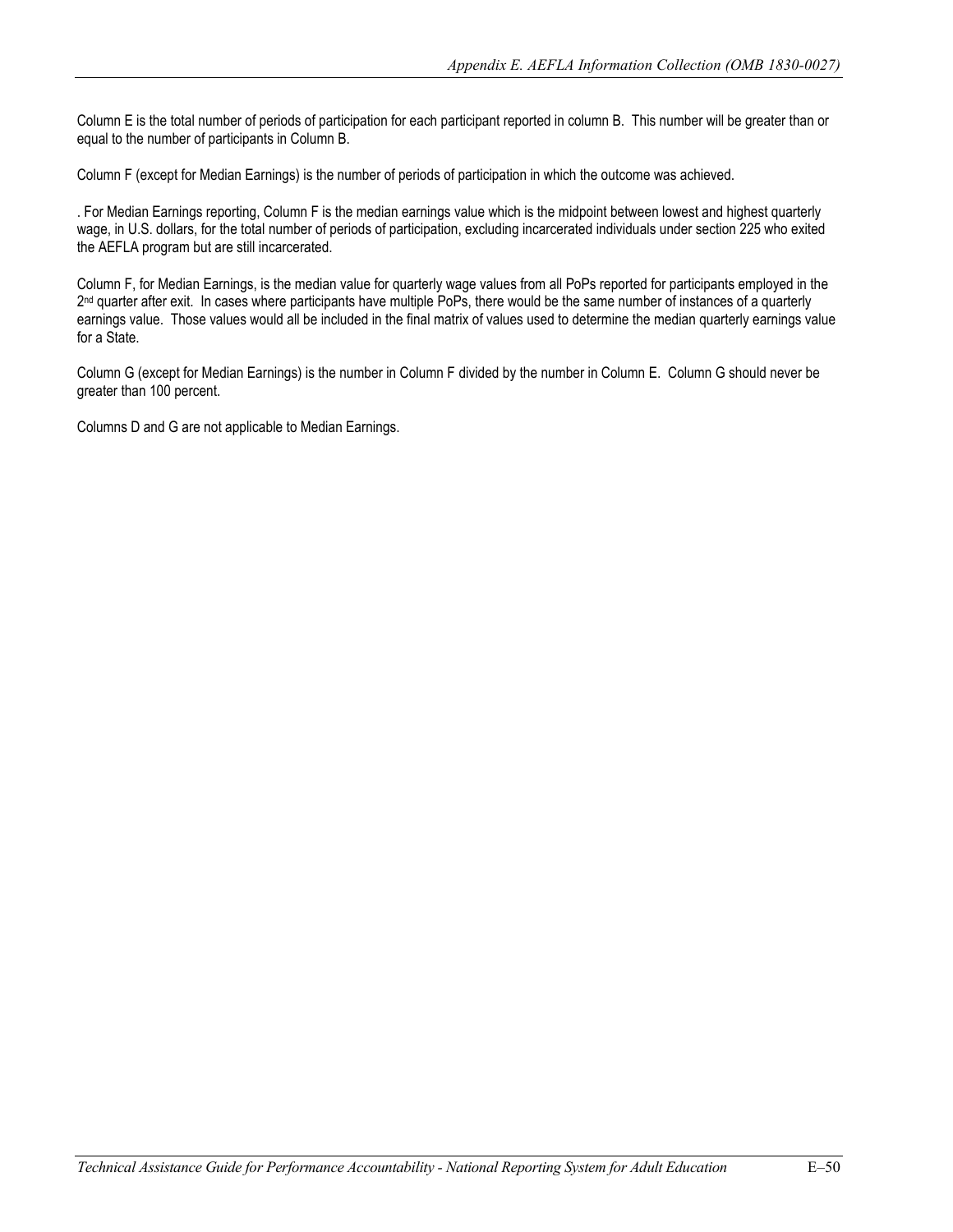Column E is the total number of periods of participation for each participant reported in column B. This number will be greater than or equal to the number of participants in Column B.

Column F (except for Median Earnings) is the number of periods of participation in which the outcome was achieved.

. For Median Earnings reporting, Column F is the median earnings value which is the midpoint between lowest and highest quarterly wage, in U.S. dollars, for the total number of periods of participation, excluding incarcerated individuals under section 225 who exited the AEFLA program but are still incarcerated.

Column F, for Median Earnings, is the median value for quarterly wage values from all PoPs reported for participants employed in the 2nd quarter after exit. In cases where participants have multiple PoPs, there would be the same number of instances of a quarterly earnings value. Those values would all be included in the final matrix of values used to determine the median quarterly earnings value for a State.

Column G (except for Median Earnings) is the number in Column F divided by the number in Column E. Column G should never be greater than 100 percent.

Columns D and G are not applicable to Median Earnings.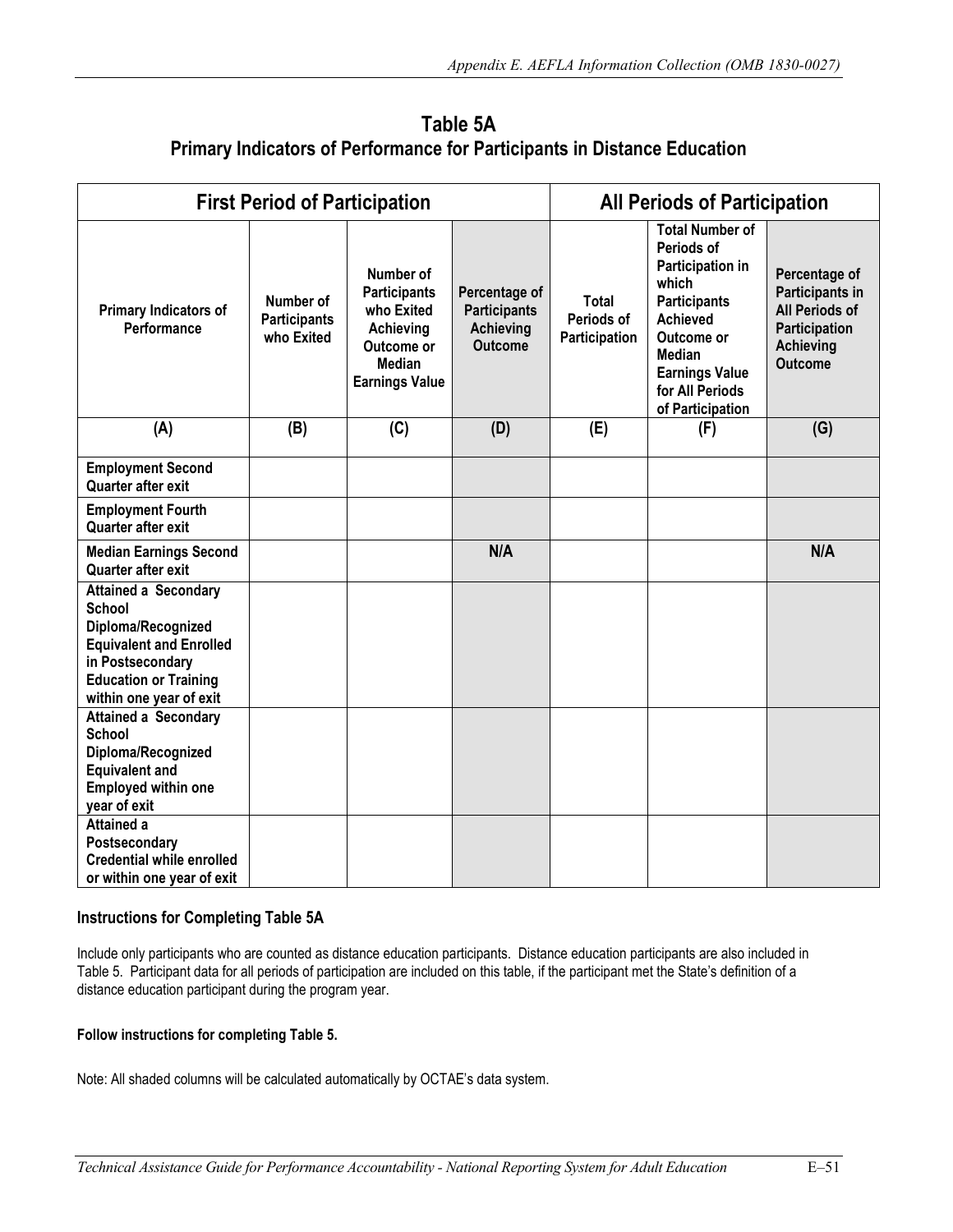# Table 5A
## Primary Indicators of Performance for Participants in Distance Education

| First Period of Participation | | | | All Periods of Participation | | |
|---|---|---|---|---|---|---|
| **Primary Indicators of Performance** | **Number of Participants who Exited** | **Number of Participants who Exited Achieving Outcome or Median Earnings Value** | **Percentage of Participants Achieving Outcome** | **Total Periods of Participation** | **Total Number of Periods of Participation in which Participants Achieved Outcome or Median Earnings Value for All Periods of Participation** | **Percentage of Participants in All Periods of Participation Achieving Outcome** |
| **(A)** | **(B)** | **(C)** | **(D)** | **(E)** | **(F)** | **(G)** |
| **Employment Second Quarter after exit** | | | | | | |
| **Employment Fourth Quarter after exit** | | | | | | |
| **Median Earnings Second Quarter after exit** | | | **N/A** | | | **N/A** |
| **Attained a Secondary School Diploma/Recognized Equivalent and Enrolled in Postsecondary Education or Training within one year of exit** | | | | | | |
| **Attained a Secondary School Diploma/Recognized Equivalent and Employed within one year of exit** | | | | | | |
| **Attained a Postsecondary Credential while enrolled or within one year of exit** | | | | | | |

### Instructions for Completing Table 5A

Include only participants who are counted as distance education participants. Distance education participants are also included in Table 5. Participant data for all periods of participation are included on this table, if the participant met the State's definition of a distance education participant during the program year.

**Follow instructions for completing Table 5.**

Note: All shaded columns will be calculated automatically by OCTAE's data system.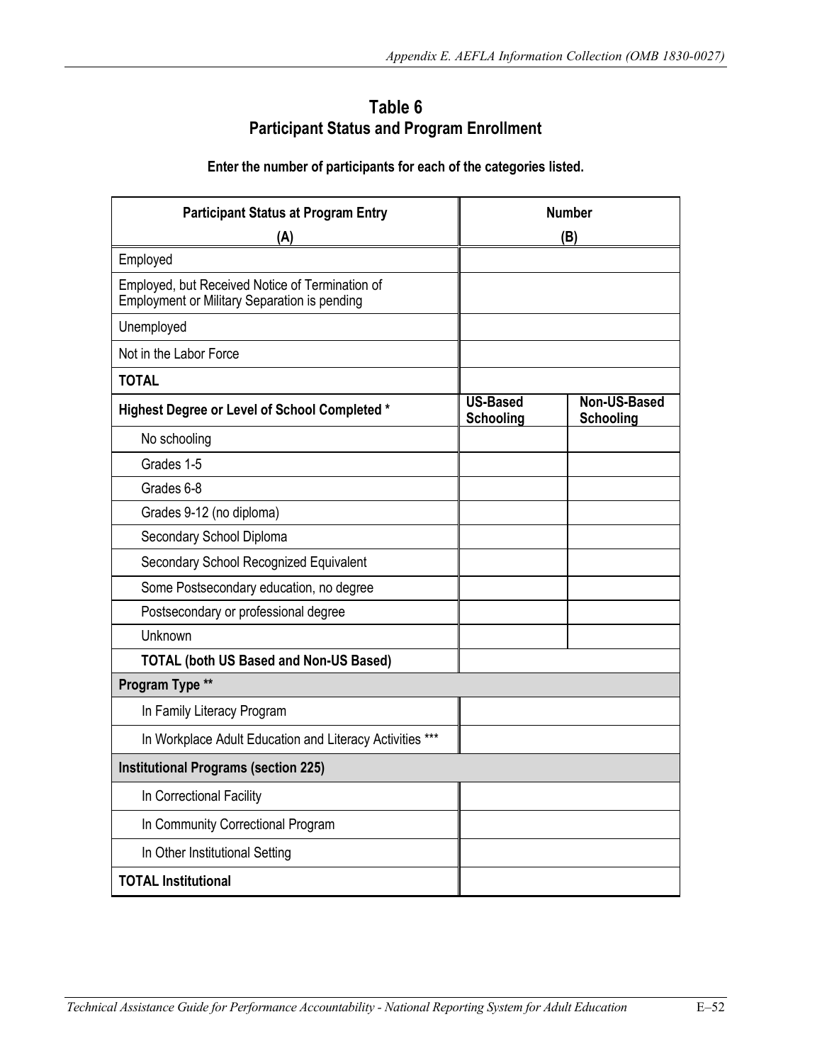## Table 6
## Participant Status and Program Enrollment

**Enter the number of participants for each of the categories listed.**

| Participant Status at Program Entry (A) | Number (B) | |
|---|---|---|
| Employed | | |
| Employed, but Received Notice of Termination of Employment or Military Separation is pending | | |
| Unemployed | | |
| Not in the Labor Force | | |
| **TOTAL** | | |
| **Highest Degree or Level of School Completed *** | **US-Based Schooling** | **Non-US-Based Schooling** |
| No schooling | | |
| Grades 1-5 | | |
| Grades 6-8 | | |
| Grades 9-12 (no diploma) | | |
| Secondary School Diploma | | |
| Secondary School Recognized Equivalent | | |
| Some Postsecondary education, no degree | | |
| Postsecondary or professional degree | | |
| Unknown | | |
| **TOTAL (both US Based and Non-US Based)** | | |
| **Program Type **** | | |
| In Family Literacy Program | | |
| In Workplace Adult Education and Literacy Activities *** | | |
| **Institutional Programs (section 225)** | | |
| In Correctional Facility | | |
| In Community Correctional Program | | |
| In Other Institutional Setting | | |
| **TOTAL Institutional** | | |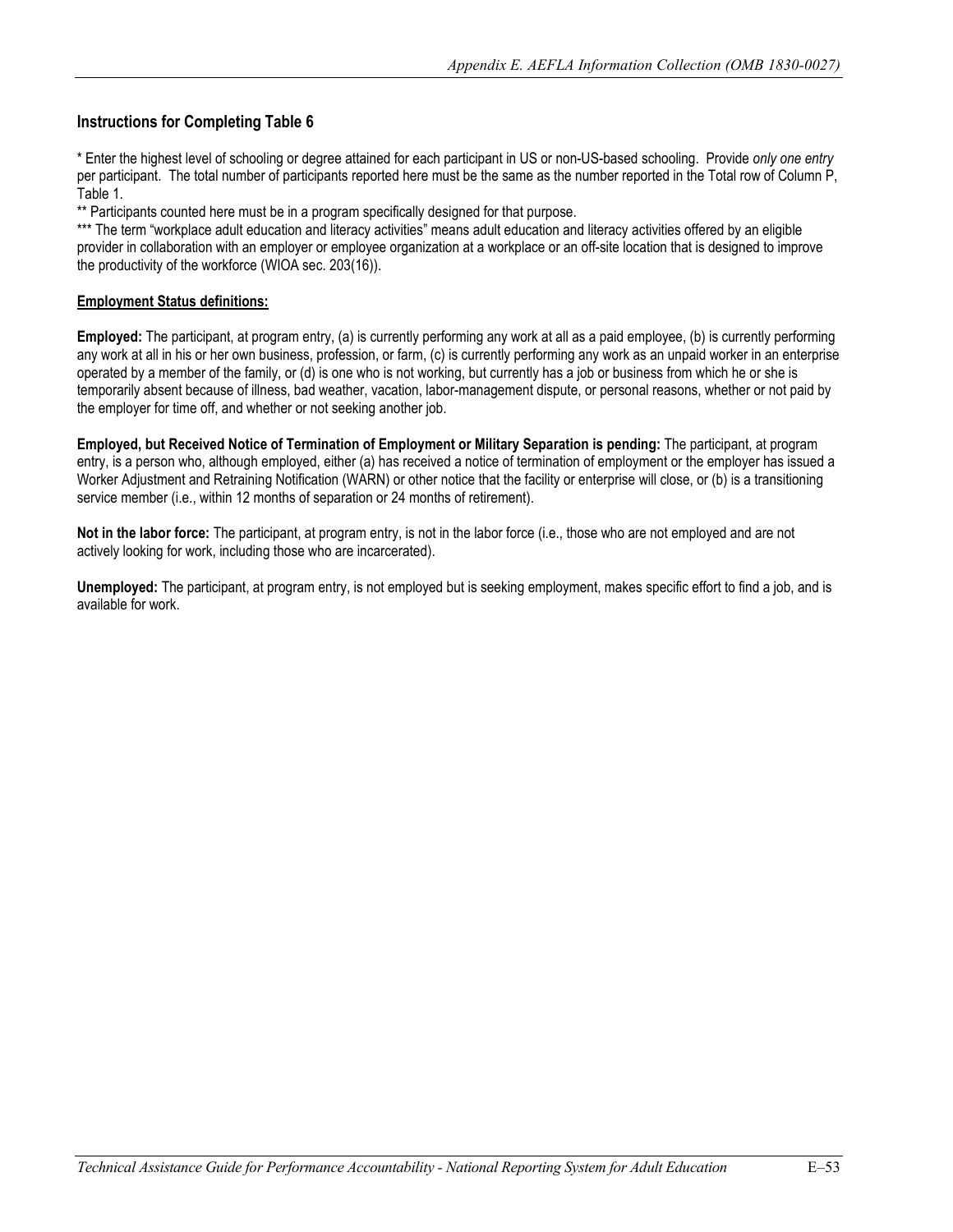### Instructions for Completing Table 6

* Enter the highest level of schooling or degree attained for each participant in US or non-US-based schooling. Provide *only one entry* per participant. The total number of participants reported here must be the same as the number reported in the Total row of Column P, Table 1.

** Participants counted here must be in a program specifically designed for that purpose.

*** The term "workplace adult education and literacy activities" means adult education and literacy activities offered by an eligible provider in collaboration with an employer or employee organization at a workplace or an off-site location that is designed to improve the productivity of the workforce (WIOA sec. 203(16)).

**Employment Status definitions:**

**Employed:** The participant, at program entry, (a) is currently performing any work at all as a paid employee, (b) is currently performing any work at all in his or her own business, profession, or farm, (c) is currently performing any work as an unpaid worker in an enterprise operated by a member of the family, or (d) is one who is not working, but currently has a job or business from which he or she is temporarily absent because of illness, bad weather, vacation, labor-management dispute, or personal reasons, whether or not paid by the employer for time off, and whether or not seeking another job.

**Employed, but Received Notice of Termination of Employment or Military Separation is pending:** The participant, at program entry, is a person who, although employed, either (a) has received a notice of termination of employment or the employer has issued a Worker Adjustment and Retraining Notification (WARN) or other notice that the facility or enterprise will close, or (b) is a transitioning service member (i.e., within 12 months of separation or 24 months of retirement).

**Not in the labor force:** The participant, at program entry, is not in the labor force (i.e., those who are not employed and are not actively looking for work, including those who are incarcerated).

**Unemployed:** The participant, at program entry, is not employed but is seeking employment, makes specific effort to find a job, and is available for work.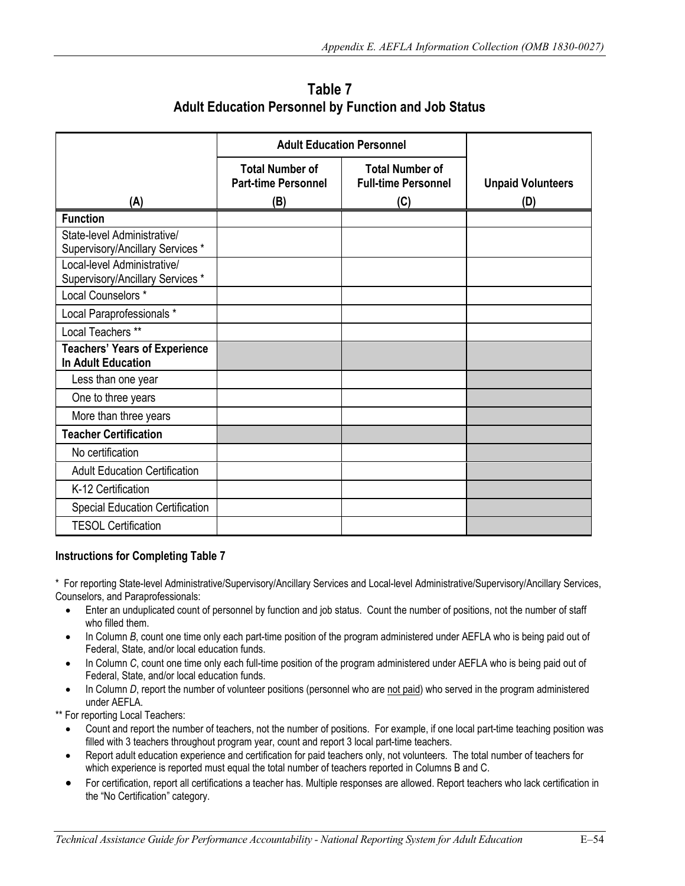## Table 7
## Adult Education Personnel by Function and Job Status

| | Adult Education Personnel | | |
|---|---|---|---|
| | **Total Number of Part-time Personnel** | **Total Number of Full-time Personnel** | **Unpaid Volunteers** |
| **(A)** | **(B)** | **(C)** | **(D)** |
| **Function** | | | |
| State-level Administrative/ Supervisory/Ancillary Services * | | | |
| Local-level Administrative/ Supervisory/Ancillary Services * | | | |
| Local Counselors * | | | |
| Local Paraprofessionals * | | | |
| Local Teachers ** | | | |
| **Teachers' Years of Experience In Adult Education** | | | |
| Less than one year | | | |
| One to three years | | | |
| More than three years | | | |
| **Teacher Certification** | | | |
| No certification | | | |
| Adult Education Certification | | | |
| K-12 Certification | | | |
| Special Education Certification | | | |
| TESOL Certification | | | |

### Instructions for Completing Table 7

* For reporting State-level Administrative/Supervisory/Ancillary Services and Local-level Administrative/Supervisory/Ancillary Services, Counselors, and Paraprofessionals:

- Enter an unduplicated count of personnel by function and job status. Count the number of positions, not the number of staff who filled them.
- In Column *B*, count one time only each part-time position of the program administered under AEFLA who is being paid out of Federal, State, and/or local education funds.
- In Column *C*, count one time only each full-time position of the program administered under AEFLA who is being paid out of Federal, State, and/or local education funds.
- In Column *D*, report the number of volunteer positions (personnel who are not paid) who served in the program administered under AEFLA.

** For reporting Local Teachers:

- Count and report the number of teachers, not the number of positions. For example, if one local part-time teaching position was filled with 3 teachers throughout program year, count and report 3 local part-time teachers.
- Report adult education experience and certification for paid teachers only, not volunteers. The total number of teachers for which experience is reported must equal the total number of teachers reported in Columns B and C.
- For certification, report all certifications a teacher has. Multiple responses are allowed. Report teachers who lack certification in the "No Certification" category.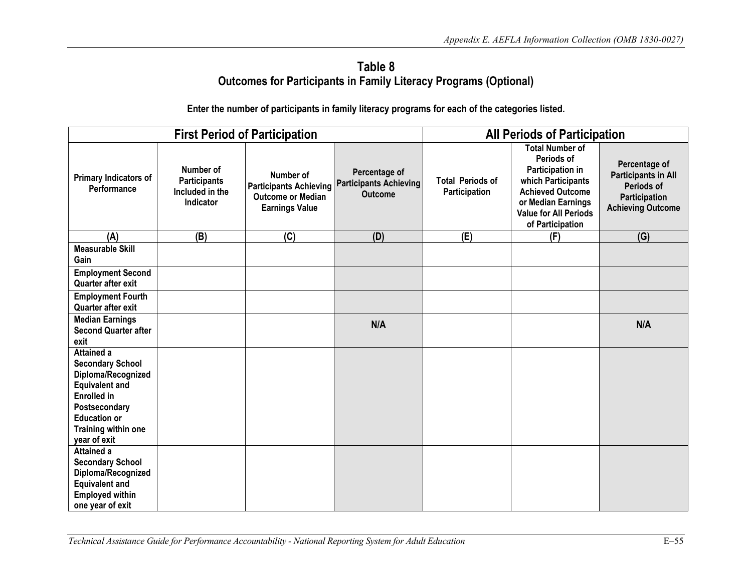# Table 8
## Outcomes for Participants in Family Literacy Programs (Optional)

**Enter the number of participants in family literacy programs for each of the categories listed.**

| First Period of Participation | | | | All Periods of Participation | | |
|---|---|---|---|---|---|---|
| Primary Indicators of Performance | Number of Participants Included in the Indicator | Number of Participants Achieving Outcome or Median Earnings Value | Percentage of Participants Achieving Outcome | Total Periods of Participation | Total Number of Periods of Participation in which Participants Achieved Outcome or Median Earnings Value for All Periods of Participation | Percentage of Participants in All Periods of Participation Achieving Outcome |
| (A) | (B) | (C) | (D) | (E) | (F) | (G) |
| Measurable Skill Gain | | | | | | |
| Employment Second Quarter after exit | | | | | | |
| Employment Fourth Quarter after exit | | | | | | |
| Median Earnings Second Quarter after exit | | | N/A | | | N/A |
| Attained a Secondary School Diploma/Recognized Equivalent and Enrolled in Postsecondary Education or Training within one year of exit | | | | | | |
| Attained a Secondary School Diploma/Recognized Equivalent and Employed within one year of exit | | | | | | |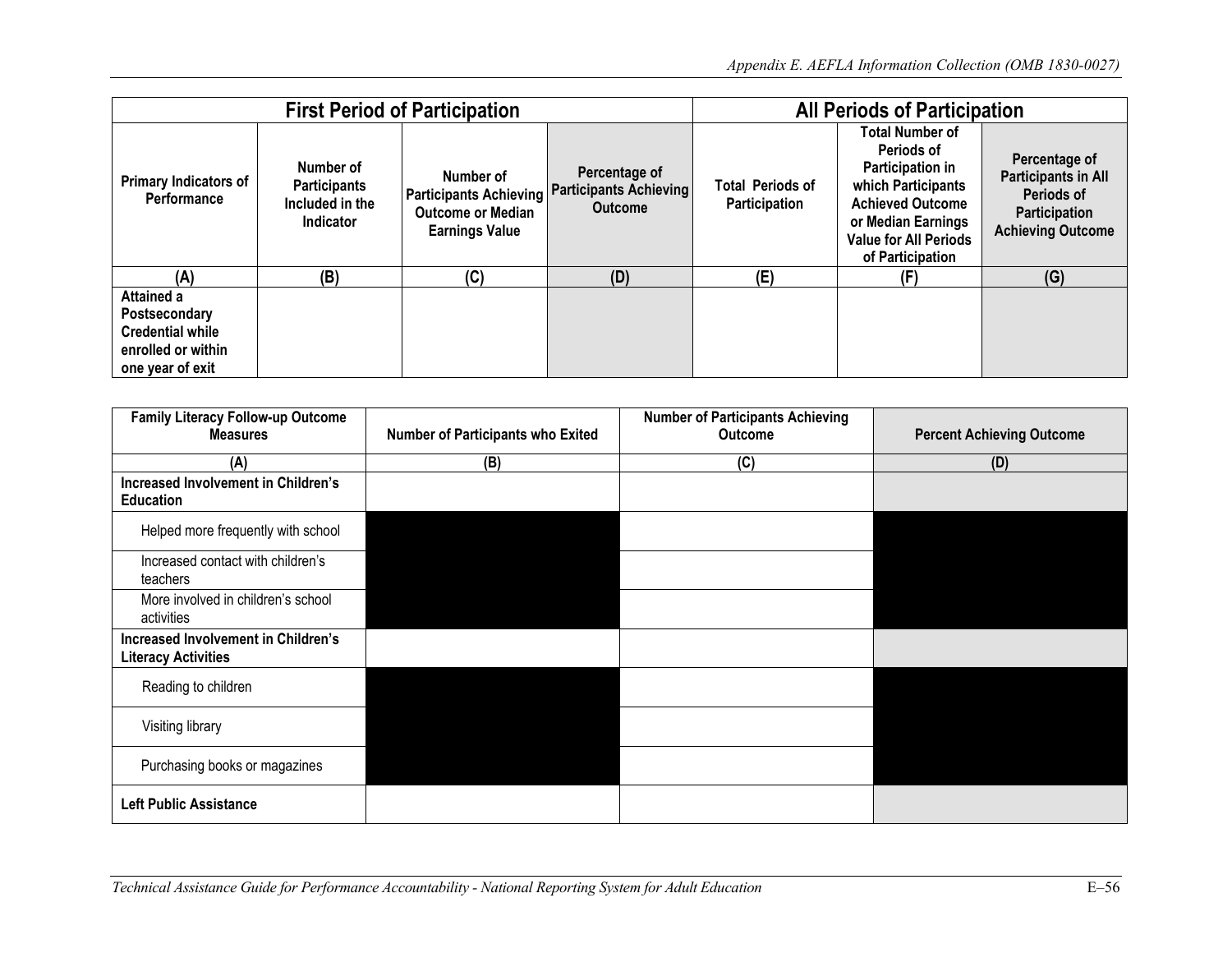| First Period of Participation | | | | All Periods of Participation | | |
|---|---|---|---|---|---|---|
| Primary Indicators of Performance | Number of Participants Included in the Indicator | Number of Participants Achieving Outcome or Median Earnings Value | Percentage of Participants Achieving Outcome | Total Periods of Participation | Total Number of Periods of Participation in which Participants Achieved Outcome or Median Earnings Value for All Periods of Participation | Percentage of Participants in All Periods of Participation Achieving Outcome |
| (A) | (B) | (C) | (D) | (E) | (F) | (G) |
| Attained a Postsecondary Credential while enrolled or within one year of exit | | | | | | |

| Family Literacy Follow-up Outcome Measures | Number of Participants who Exited | Number of Participants Achieving Outcome | Percent Achieving Outcome |
|---|---|---|---|
| (A) | (B) | (C) | (D) |
| **Increased Involvement in Children's Education** | | | |
| Helped more frequently with school | | | |
| Increased contact with children's teachers | | | |
| More involved in children's school activities | | | |
| **Increased Involvement in Children's Literacy Activities** | | | |
| Reading to children | | | |
| Visiting library | | | |
| Purchasing books or magazines | | | |
| **Left Public Assistance** | | | |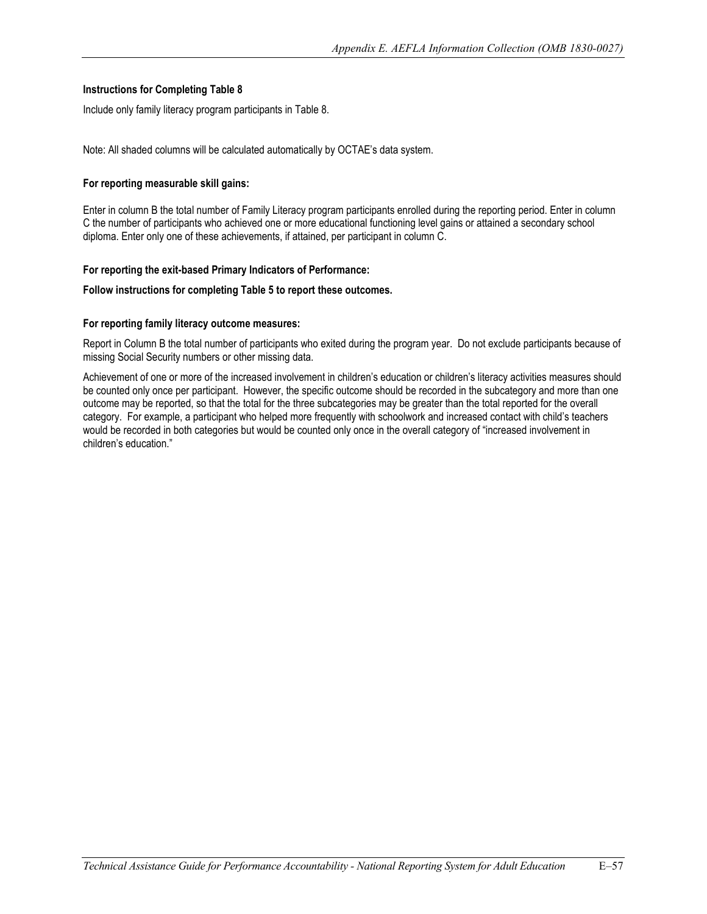**Instructions for Completing Table 8**

Include only family literacy program participants in Table 8.

Note: All shaded columns will be calculated automatically by OCTAE's data system.

**For reporting measurable skill gains:**

Enter in column B the total number of Family Literacy program participants enrolled during the reporting period. Enter in column C the number of participants who achieved one or more educational functioning level gains or attained a secondary school diploma. Enter only one of these achievements, if attained, per participant in column C.

**For reporting the exit-based Primary Indicators of Performance:**

**Follow instructions for completing Table 5 to report these outcomes.**

**For reporting family literacy outcome measures:**

Report in Column B the total number of participants who exited during the program year. Do not exclude participants because of missing Social Security numbers or other missing data.

Achievement of one or more of the increased involvement in children's education or children's literacy activities measures should be counted only once per participant. However, the specific outcome should be recorded in the subcategory and more than one outcome may be reported, so that the total for the three subcategories may be greater than the total reported for the overall category. For example, a participant who helped more frequently with schoolwork and increased contact with child's teachers would be recorded in both categories but would be counted only once in the overall category of "increased involvement in children's education."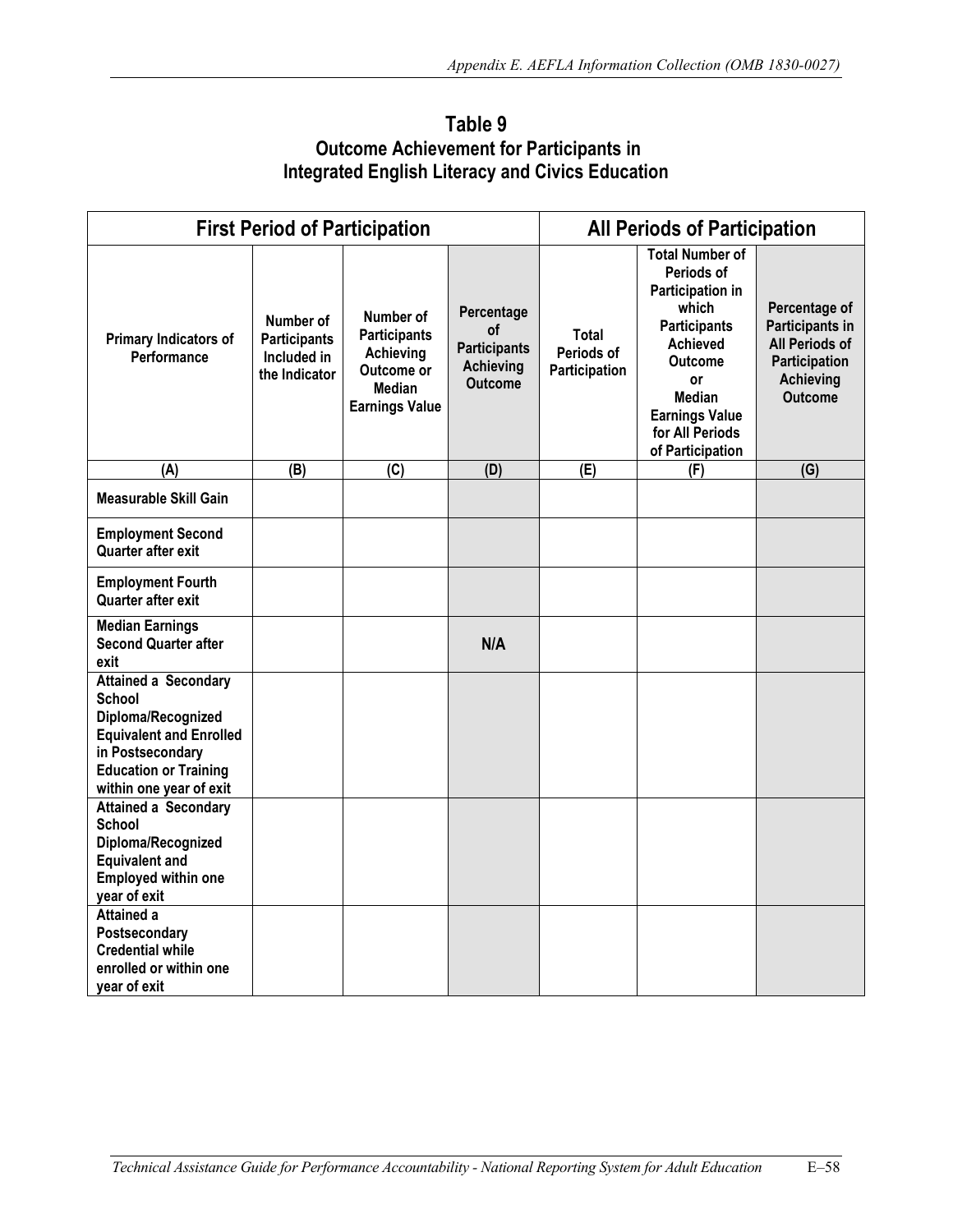## Table 9
### Outcome Achievement for Participants in Integrated English Literacy and Civics Education

| First Period of Participation | | | | All Periods of Participation | | |
|---|---|---|---|---|---|---|
| **Primary Indicators of Performance** | **Number of Participants Included in the Indicator** | **Number of Participants Achieving Outcome or Median Earnings Value** | **Percentage of Participants Achieving Outcome** | **Total Periods of Participation** | **Total Number of Periods of Participation in which Participants Achieved Outcome or Median Earnings Value for All Periods of Participation** | **Percentage of Participants in All Periods of Participation Achieving Outcome** |
| **(A)** | **(B)** | **(C)** | **(D)** | **(E)** | **(F)** | **(G)** |
| **Measurable Skill Gain** | | | | | | |
| **Employment Second Quarter after exit** | | | | | | |
| **Employment Fourth Quarter after exit** | | | | | | |
| **Median Earnings Second Quarter after exit** | | | **N/A** | | | |
| **Attained a Secondary School Diploma/Recognized Equivalent and Enrolled in Postsecondary Education or Training within one year of exit** | | | | | | |
| **Attained a Secondary School Diploma/Recognized Equivalent and Employed within one year of exit** | | | | | | |
| **Attained a Postsecondary Credential while enrolled or within one year of exit** | | | | | | |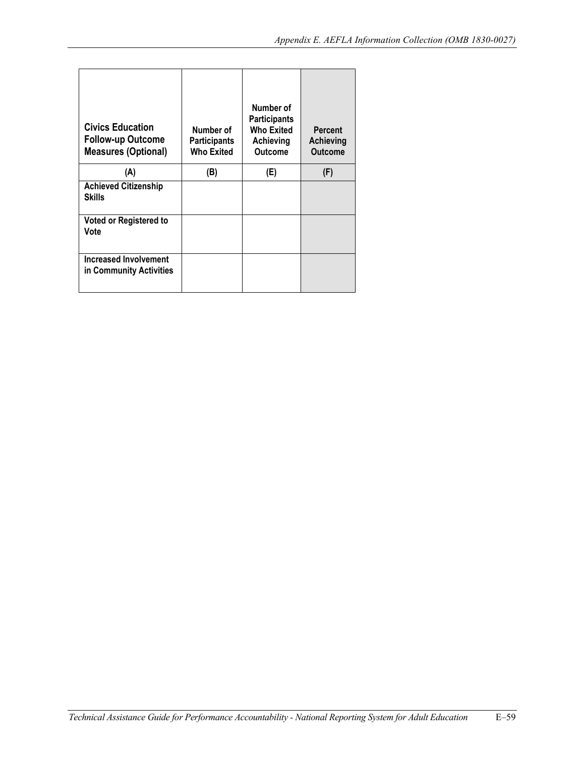| Civics Education Follow-up Outcome Measures (Optional) | Number of Participants Who Exited | Number of Participants Who Exited Achieving Outcome | Percent Achieving Outcome |
|---|---|---|---|
| (A) | (B) | (E) | (F) |
| Achieved Citizenship Skills | | | |
| Voted or Registered to Vote | | | |
| Increased Involvement in Community Activities | | | |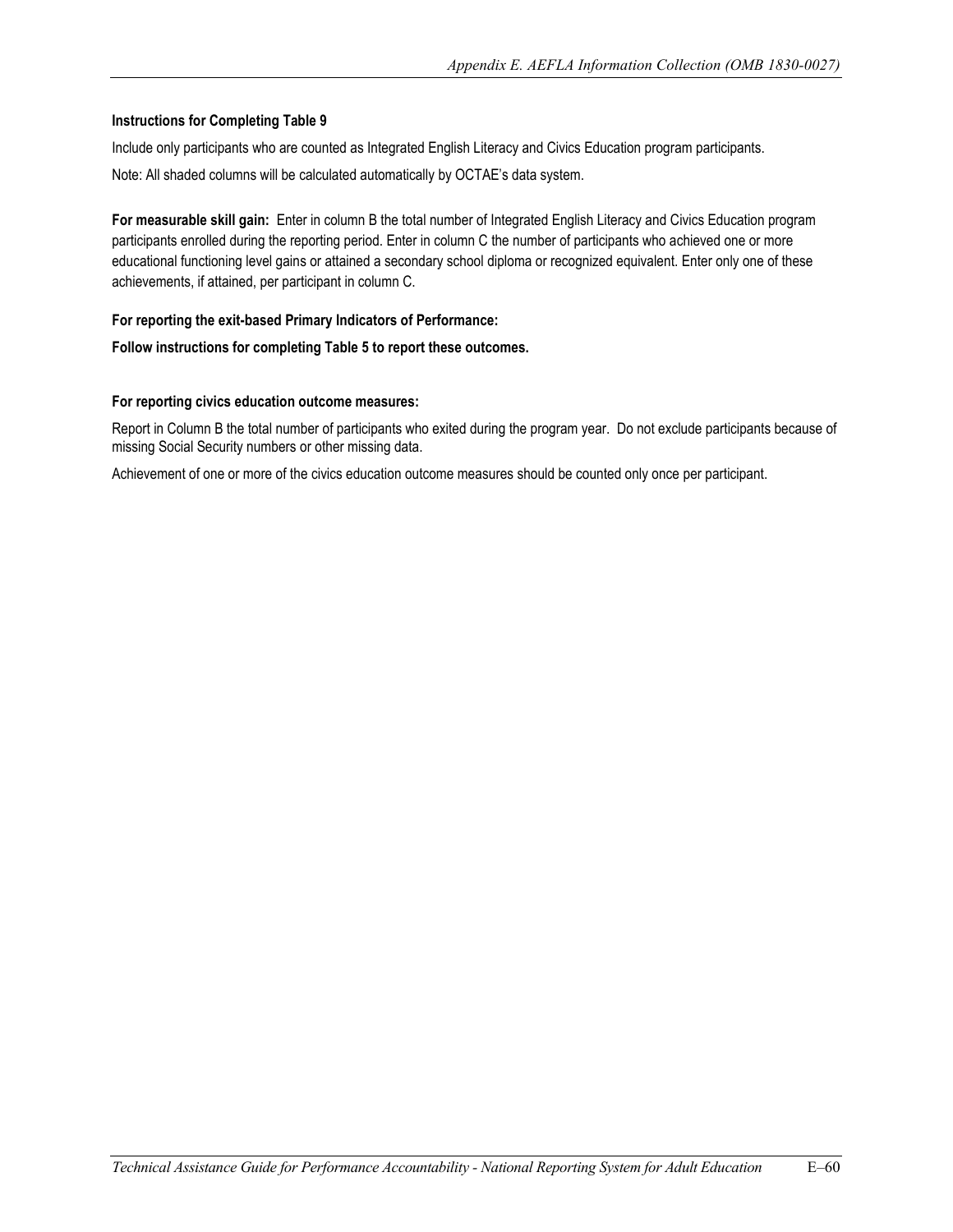**Instructions for Completing Table 9**

Include only participants who are counted as Integrated English Literacy and Civics Education program participants.

Note: All shaded columns will be calculated automatically by OCTAE's data system.

**For measurable skill gain:** Enter in column B the total number of Integrated English Literacy and Civics Education program participants enrolled during the reporting period. Enter in column C the number of participants who achieved one or more educational functioning level gains or attained a secondary school diploma or recognized equivalent. Enter only one of these achievements, if attained, per participant in column C.

**For reporting the exit-based Primary Indicators of Performance:**

**Follow instructions for completing Table 5 to report these outcomes.**

**For reporting civics education outcome measures:**

Report in Column B the total number of participants who exited during the program year. Do not exclude participants because of missing Social Security numbers or other missing data.

Achievement of one or more of the civics education outcome measures should be counted only once per participant.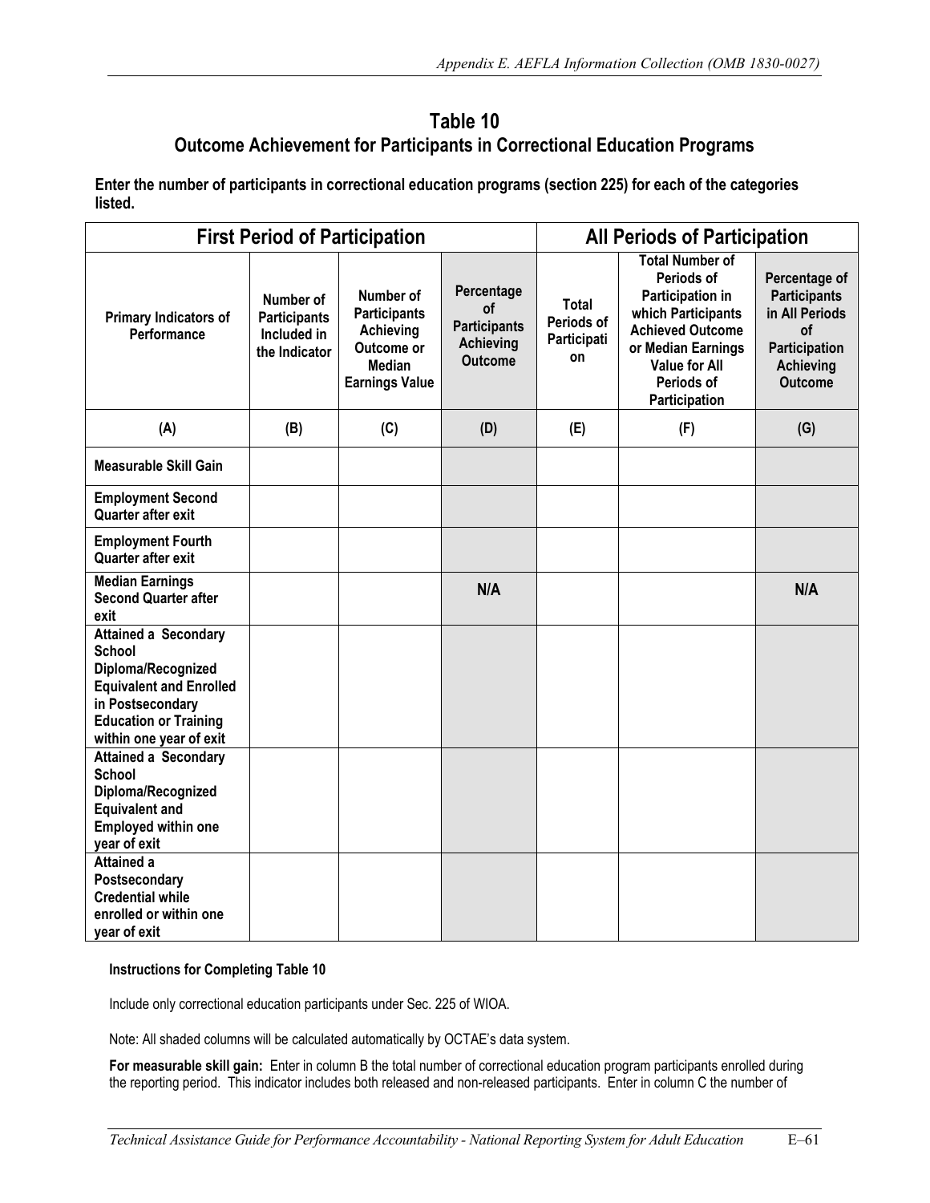## Table 10
## Outcome Achievement for Participants in Correctional Education Programs

**Enter the number of participants in correctional education programs (section 225) for each of the categories listed.**

| First Period of Participation | | | | All Periods of Participation | | |
|---|---|---|---|---|---|---|
| **Primary Indicators of Performance** | **Number of Participants Included in the Indicator** | **Number of Participants Achieving Outcome or Median Earnings Value** | **Percentage of Participants Achieving Outcome** | **Total Periods of Participation** | **Total Number of Periods of Participation in which Participants Achieved Outcome or Median Earnings Value for All Periods of Participation** | **Percentage of Participants in All Periods of Participation Achieving Outcome** |
| **(A)** | **(B)** | **(C)** | **(D)** | **(E)** | **(F)** | **(G)** |
| **Measurable Skill Gain** | | | | | | |
| **Employment Second Quarter after exit** | | | | | | |
| **Employment Fourth Quarter after exit** | | | | | | |
| **Median Earnings Second Quarter after exit** | | | **N/A** | | | **N/A** |
| **Attained a Secondary School Diploma/Recognized Equivalent and Enrolled in Postsecondary Education or Training within one year of exit** | | | | | | |
| **Attained a Secondary School Diploma/Recognized Equivalent and Employed within one year of exit** | | | | | | |
| **Attained a Postsecondary Credential while enrolled or within one year of exit** | | | | | | |

**Instructions for Completing Table 10**

Include only correctional education participants under Sec. 225 of WIOA.

Note: All shaded columns will be calculated automatically by OCTAE's data system.

**For measurable skill gain:** Enter in column B the total number of correctional education program participants enrolled during the reporting period. This indicator includes both released and non-released participants. Enter in column C the number of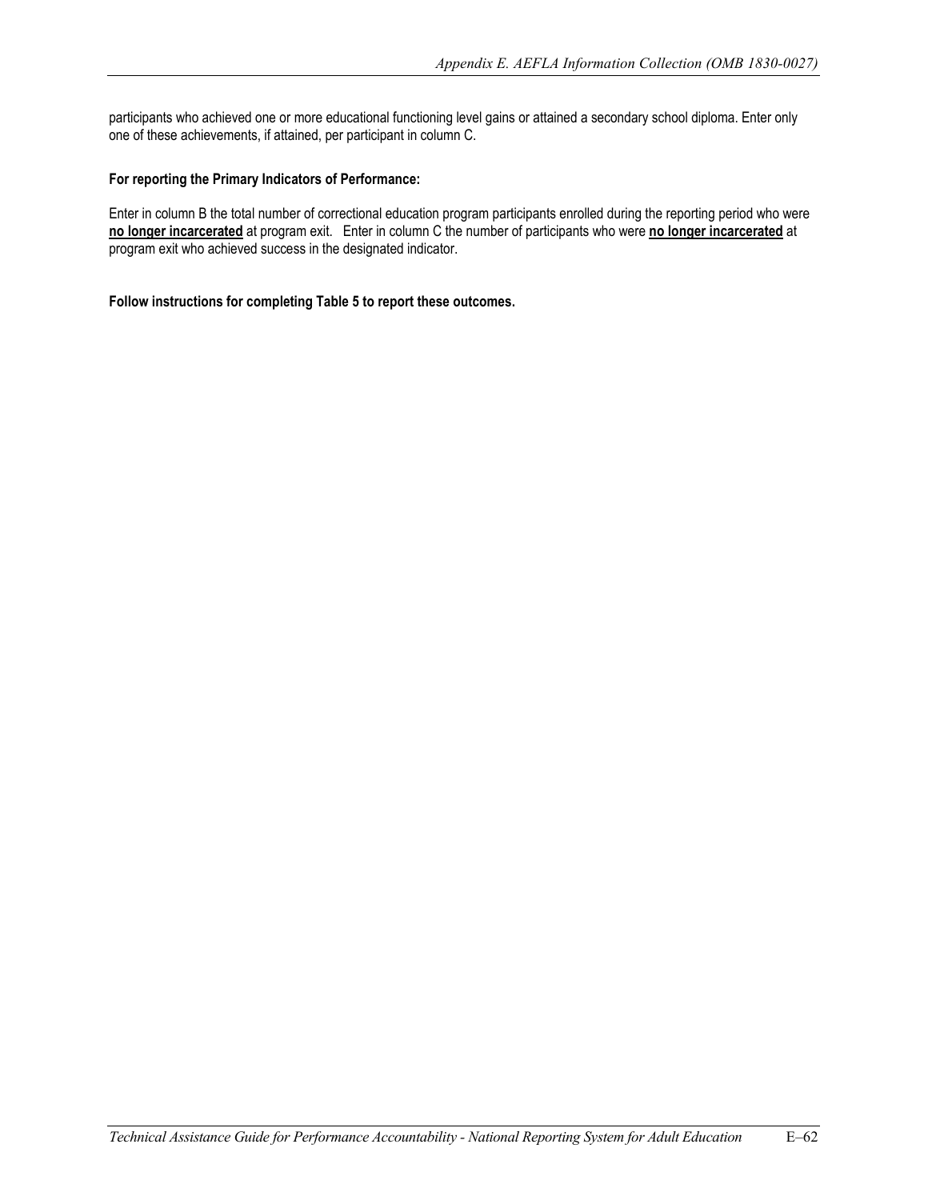participants who achieved one or more educational functioning level gains or attained a secondary school diploma. Enter only one of these achievements, if attained, per participant in column C.

**For reporting the Primary Indicators of Performance:**

Enter in column B the total number of correctional education program participants enrolled during the reporting period who were **no longer incarcerated** at program exit. Enter in column C the number of participants who were **no longer incarcerated** at program exit who achieved success in the designated indicator.

**Follow instructions for completing Table 5 to report these outcomes.**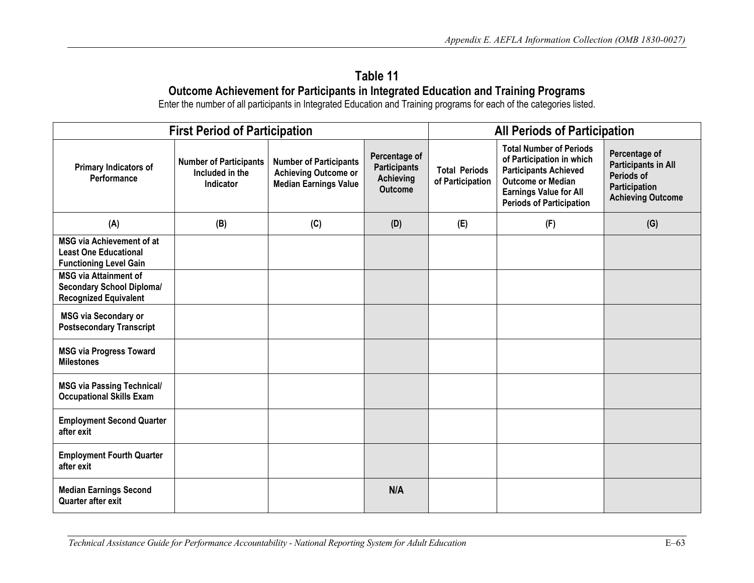# Table 11

## Outcome Achievement for Participants in Integrated Education and Training Programs

Enter the number of all participants in Integrated Education and Training programs for each of the categories listed.

| First Period of Participation | | | | All Periods of Participation | | |
|---|---|---|---|---|---|---|
| **Primary Indicators of Performance** | **Number of Participants Included in the Indicator** | **Number of Participants Achieving Outcome or Median Earnings Value** | **Percentage of Participants Achieving Outcome** | **Total Periods of Participation** | **Total Number of Periods of Participation in which Participants Achieved Outcome or Median Earnings Value for All Periods of Participation** | **Percentage of Participants in All Periods of Participation Achieving Outcome** |
| **(A)** | **(B)** | **(C)** | **(D)** | **(E)** | **(F)** | **(G)** |
| **MSG via Achievement of at Least One Educational Functioning Level Gain** | | | | | | |
| **MSG via Attainment of Secondary School Diploma/ Recognized Equivalent** | | | | | | |
| **MSG via Secondary or Postsecondary Transcript** | | | | | | |
| **MSG via Progress Toward Milestones** | | | | | | |
| **MSG via Passing Technical/ Occupational Skills Exam** | | | | | | |
| **Employment Second Quarter after exit** | | | | | | |
| **Employment Fourth Quarter after exit** | | | | | | |
| **Median Earnings Second Quarter after exit** | | | **N/A** | | | |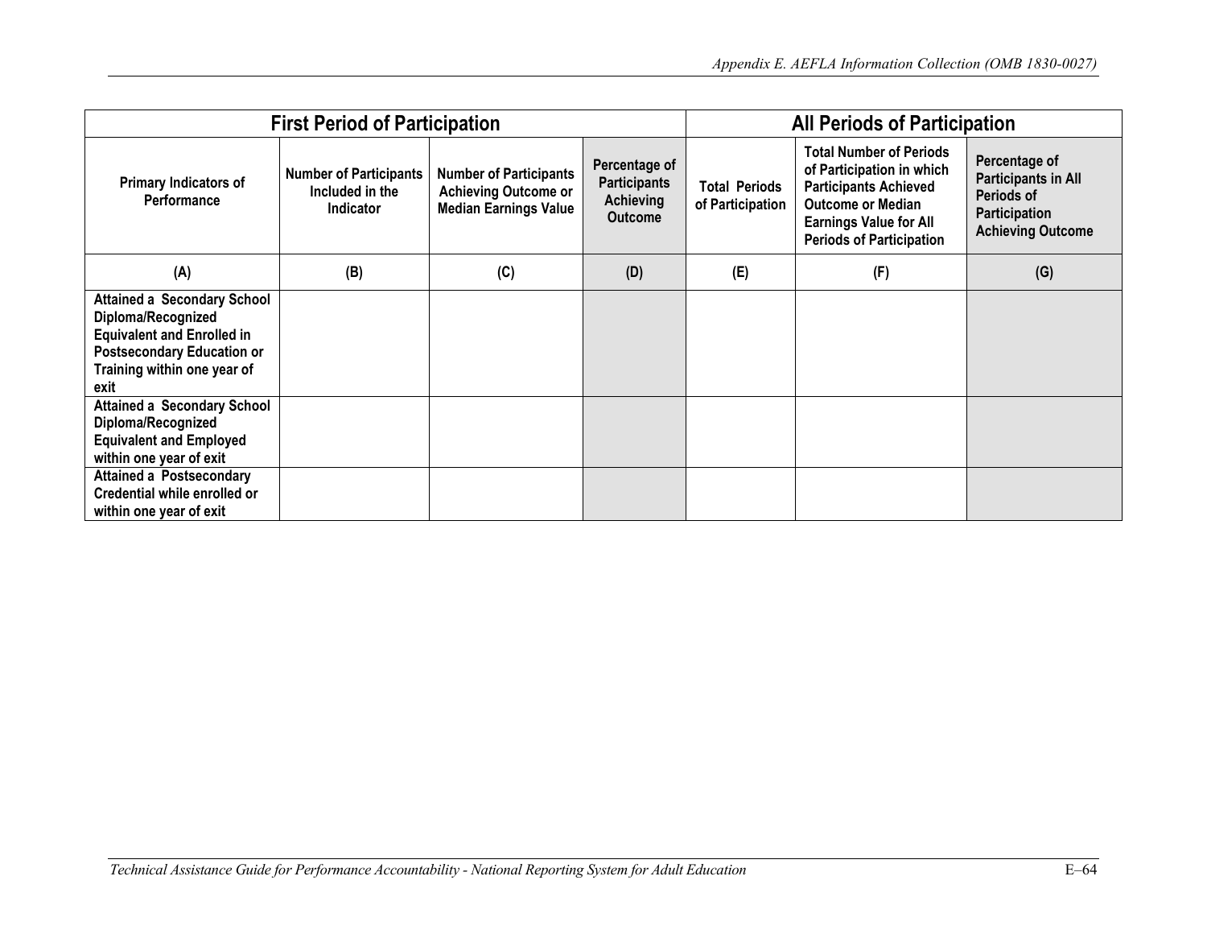| First Period of Participation | | | | All Periods of Participation | | |
|---|---|---|---|---|---|---|
| **Primary Indicators of Performance** | **Number of Participants Included in the Indicator** | **Number of Participants Achieving Outcome or Median Earnings Value** | **Percentage of Participants Achieving Outcome** | **Total Periods of Participation** | **Total Number of Periods of Participation in which Participants Achieved Outcome or Median Earnings Value for All Periods of Participation** | **Percentage of Participants in All Periods of Participation Achieving Outcome** |
| **(A)** | **(B)** | **(C)** | **(D)** | **(E)** | **(F)** | **(G)** |
| **Attained a Secondary School Diploma/Recognized Equivalent and Enrolled in Postsecondary Education or Training within one year of exit** | | | | | | |
| **Attained a Secondary School Diploma/Recognized Equivalent and Employed within one year of exit** | | | | | | |
| **Attained a Postsecondary Credential while enrolled or within one year of exit** | | | | | | |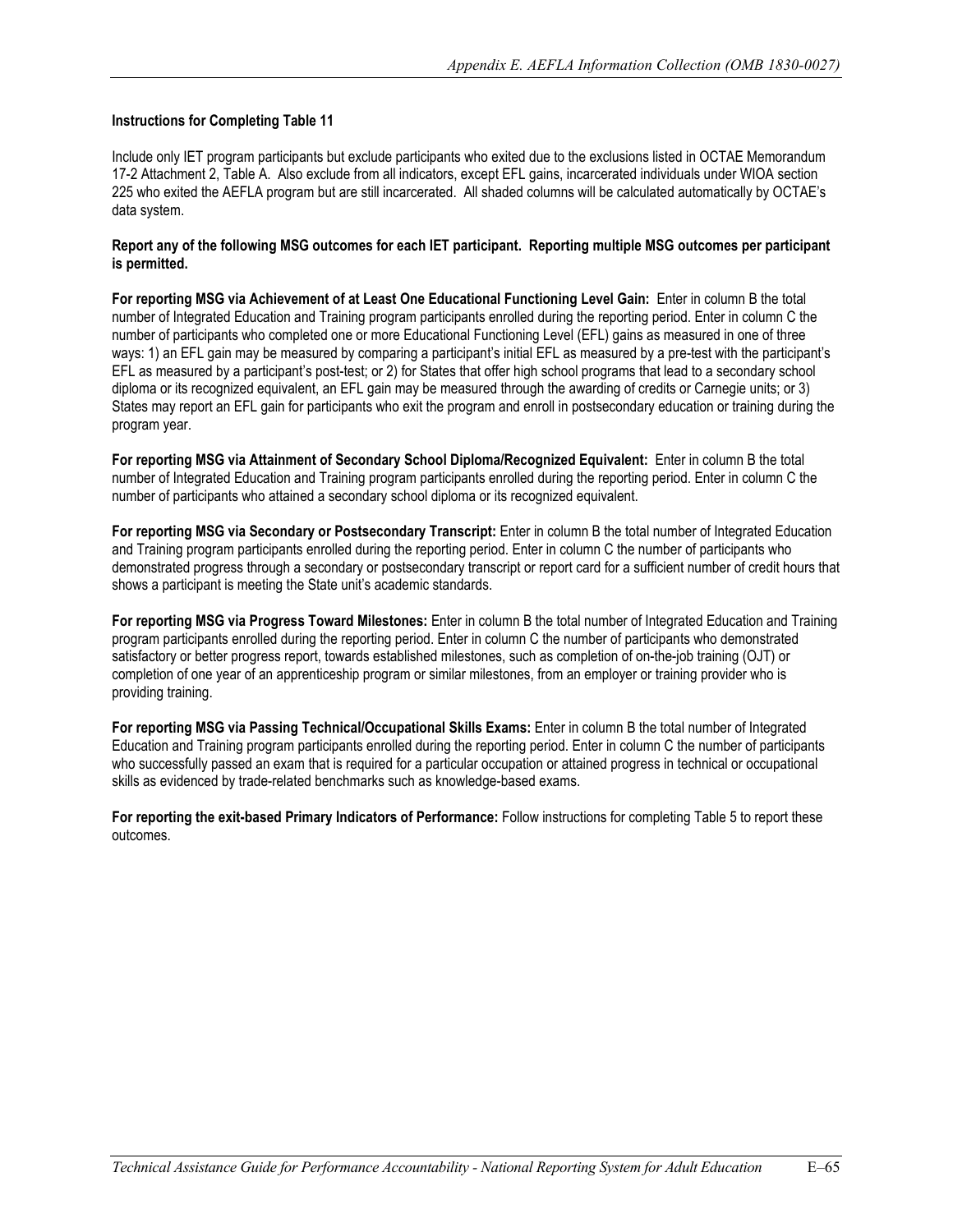**Instructions for Completing Table 11**

Include only IET program participants but exclude participants who exited due to the exclusions listed in OCTAE Memorandum 17-2 Attachment 2, Table A. Also exclude from all indicators, except EFL gains, incarcerated individuals under WIOA section 225 who exited the AEFLA program but are still incarcerated. All shaded columns will be calculated automatically by OCTAE's data system.

**Report any of the following MSG outcomes for each IET participant. Reporting multiple MSG outcomes per participant is permitted.**

**For reporting MSG via Achievement of at Least One Educational Functioning Level Gain:** Enter in column B the total number of Integrated Education and Training program participants enrolled during the reporting period. Enter in column C the number of participants who completed one or more Educational Functioning Level (EFL) gains as measured in one of three ways: 1) an EFL gain may be measured by comparing a participant's initial EFL as measured by a pre-test with the participant's EFL as measured by a participant's post-test; or 2) for States that offer high school programs that lead to a secondary school diploma or its recognized equivalent, an EFL gain may be measured through the awarding of credits or Carnegie units; or 3) States may report an EFL gain for participants who exit the program and enroll in postsecondary education or training during the program year.

**For reporting MSG via Attainment of Secondary School Diploma/Recognized Equivalent:** Enter in column B the total number of Integrated Education and Training program participants enrolled during the reporting period. Enter in column C the number of participants who attained a secondary school diploma or its recognized equivalent.

**For reporting MSG via Secondary or Postsecondary Transcript:** Enter in column B the total number of Integrated Education and Training program participants enrolled during the reporting period. Enter in column C the number of participants who demonstrated progress through a secondary or postsecondary transcript or report card for a sufficient number of credit hours that shows a participant is meeting the State unit's academic standards.

**For reporting MSG via Progress Toward Milestones:** Enter in column B the total number of Integrated Education and Training program participants enrolled during the reporting period. Enter in column C the number of participants who demonstrated satisfactory or better progress report, towards established milestones, such as completion of on-the-job training (OJT) or completion of one year of an apprenticeship program or similar milestones, from an employer or training provider who is providing training.

**For reporting MSG via Passing Technical/Occupational Skills Exams:** Enter in column B the total number of Integrated Education and Training program participants enrolled during the reporting period. Enter in column C the number of participants who successfully passed an exam that is required for a particular occupation or attained progress in technical or occupational skills as evidenced by trade-related benchmarks such as knowledge-based exams.

**For reporting the exit-based Primary Indicators of Performance:** Follow instructions for completing Table 5 to report these outcomes.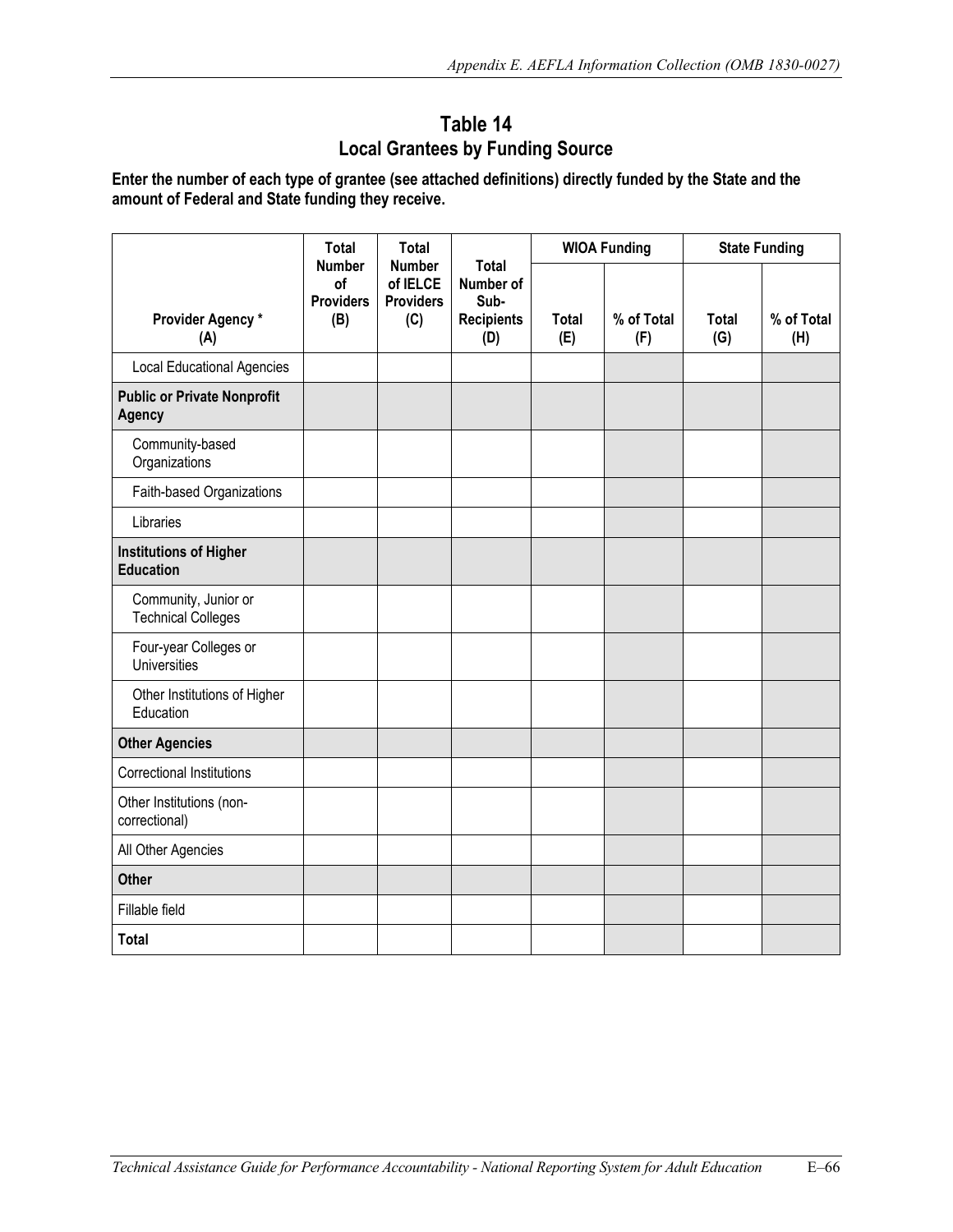## Table 14
## Local Grantees by Funding Source

**Enter the number of each type of grantee (see attached definitions) directly funded by the State and the amount of Federal and State funding they receive.**

| Provider Agency * (A) | Total Number of Providers (B) | Total Number of IELCE Providers (C) | Total Number of Sub-Recipients (D) | WIOA Funding | | State Funding | |
|---|---|---|---|---|---|---|---|
| | | | | Total (E) | % of Total (F) | Total (G) | % of Total (H) |
| Local Educational Agencies | | | | | | | |
| **Public or Private Nonprofit Agency** | | | | | | | |
| Community-based Organizations | | | | | | | |
| Faith-based Organizations | | | | | | | |
| Libraries | | | | | | | |
| **Institutions of Higher Education** | | | | | | | |
| Community, Junior or Technical Colleges | | | | | | | |
| Four-year Colleges or Universities | | | | | | | |
| Other Institutions of Higher Education | | | | | | | |
| **Other Agencies** | | | | | | | |
| Correctional Institutions | | | | | | | |
| Other Institutions (non-correctional) | | | | | | | |
| All Other Agencies | | | | | | | |
| **Other** | | | | | | | |
| Fillable field | | | | | | | |
| **Total** | | | | | | | |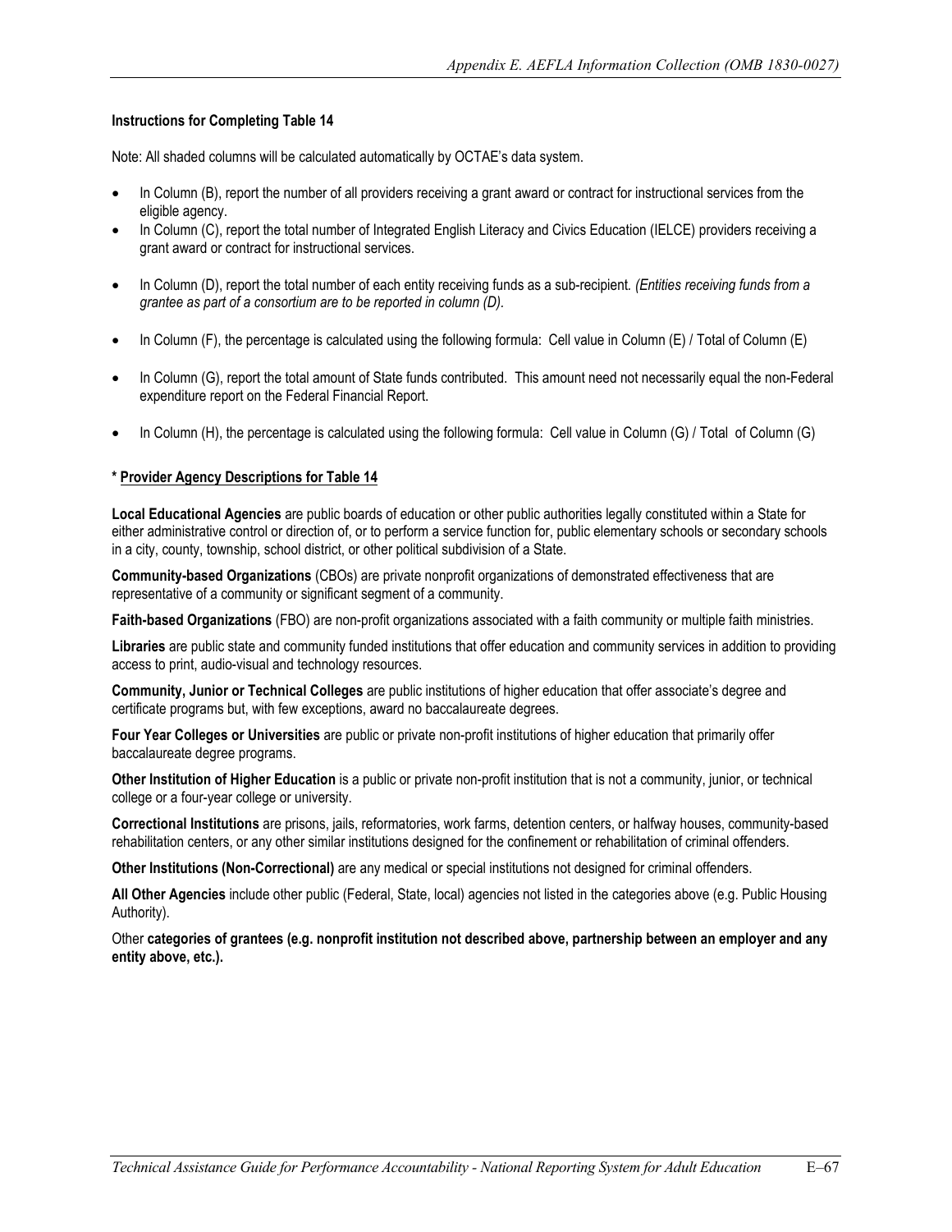**Instructions for Completing Table 14**

Note: All shaded columns will be calculated automatically by OCTAE's data system.

- In Column (B), report the number of all providers receiving a grant award or contract for instructional services from the eligible agency.
- In Column (C), report the total number of Integrated English Literacy and Civics Education (IELCE) providers receiving a grant award or contract for instructional services.
- In Column (D), report the total number of each entity receiving funds as a sub-recipient. *(Entities receiving funds from a grantee as part of a consortium are to be reported in column (D).*
- In Column (F), the percentage is calculated using the following formula: Cell value in Column (E) / Total of Column (E)
- In Column (G), report the total amount of State funds contributed. This amount need not necessarily equal the non-Federal expenditure report on the Federal Financial Report.
- In Column (H), the percentage is calculated using the following formula: Cell value in Column (G) / Total of Column (G)

**\* Provider Agency Descriptions for Table 14**

**Local Educational Agencies** are public boards of education or other public authorities legally constituted within a State for either administrative control or direction of, or to perform a service function for, public elementary schools or secondary schools in a city, county, township, school district, or other political subdivision of a State.

**Community-based Organizations** (CBOs) are private nonprofit organizations of demonstrated effectiveness that are representative of a community or significant segment of a community.

**Faith-based Organizations** (FBO) are non-profit organizations associated with a faith community or multiple faith ministries.

**Libraries** are public state and community funded institutions that offer education and community services in addition to providing access to print, audio-visual and technology resources.

**Community, Junior or Technical Colleges** are public institutions of higher education that offer associate's degree and certificate programs but, with few exceptions, award no baccalaureate degrees.

**Four Year Colleges or Universities** are public or private non-profit institutions of higher education that primarily offer baccalaureate degree programs.

**Other Institution of Higher Education** is a public or private non-profit institution that is not a community, junior, or technical college or a four-year college or university.

**Correctional Institutions** are prisons, jails, reformatories, work farms, detention centers, or halfway houses, community-based rehabilitation centers, or any other similar institutions designed for the confinement or rehabilitation of criminal offenders.

**Other Institutions (Non-Correctional)** are any medical or special institutions not designed for criminal offenders.

**All Other Agencies** include other public (Federal, State, local) agencies not listed in the categories above (e.g. Public Housing Authority).

Other **categories of grantees (e.g. nonprofit institution not described above, partnership between an employer and any entity above, etc.).**